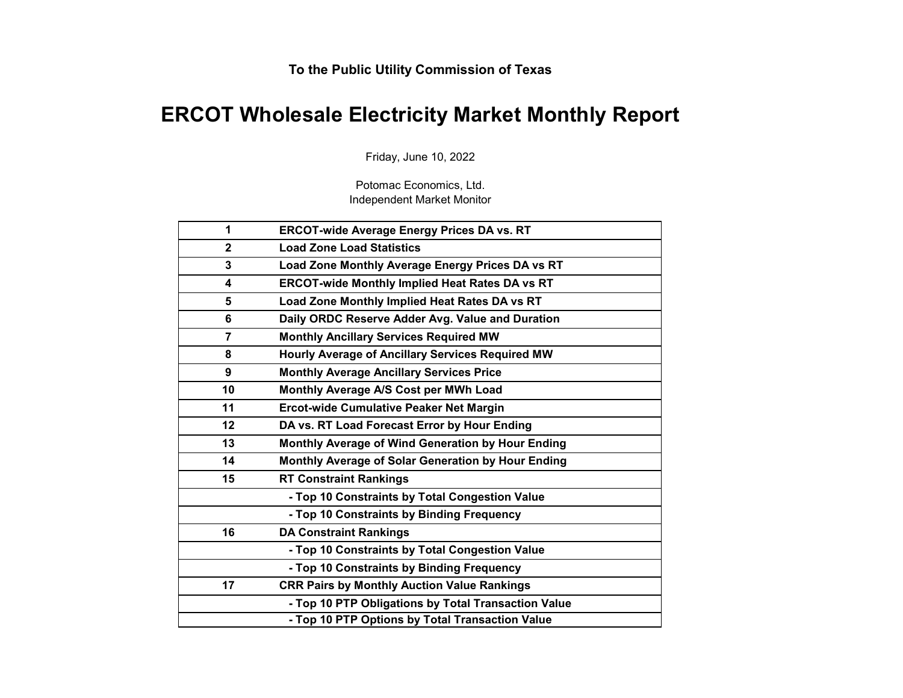**To the Public Utility Commission of Texas**

# ERCOT Wholesale Electricity Market Monthly Report

Friday, June 10, 2022

Potomac Economics, Ltd.
Independent Market Monitor

| | |
|---|---|
| **1** | **ERCOT-wide Average Energy Prices DA vs. RT** |
| **2** | **Load Zone Load Statistics** |
| **3** | **Load Zone Monthly Average Energy Prices DA vs RT** |
| **4** | **ERCOT-wide Monthly Implied Heat Rates DA vs RT** |
| **5** | **Load Zone Monthly Implied Heat Rates DA vs RT** |
| **6** | **Daily ORDC Reserve Adder Avg. Value and Duration** |
| **7** | **Monthly Ancillary Services Required MW** |
| **8** | **Hourly Average of Ancillary Services Required MW** |
| **9** | **Monthly Average Ancillary Services Price** |
| **10** | **Monthly Average A/S Cost per MWh Load** |
| **11** | **Ercot-wide Cumulative Peaker Net Margin** |
| **12** | **DA vs. RT Load Forecast Error by Hour Ending** |
| **13** | **Monthly Average of Wind Generation by Hour Ending** |
| **14** | **Monthly Average of Solar Generation by Hour Ending** |
| **15** | **RT Constraint Rankings** |
| | **- Top 10 Constraints by Total Congestion Value** |
| | **- Top 10 Constraints by Binding Frequency** |
| **16** | **DA Constraint Rankings** |
| | **- Top 10 Constraints by Total Congestion Value** |
| | **- Top 10 Constraints by Binding Frequency** |
| **17** | **CRR Pairs by Monthly Auction Value Rankings** |
| | **- Top 10 PTP Obligations by Total Transaction Value** |
| | **- Top 10 PTP Options by Total Transaction Value** |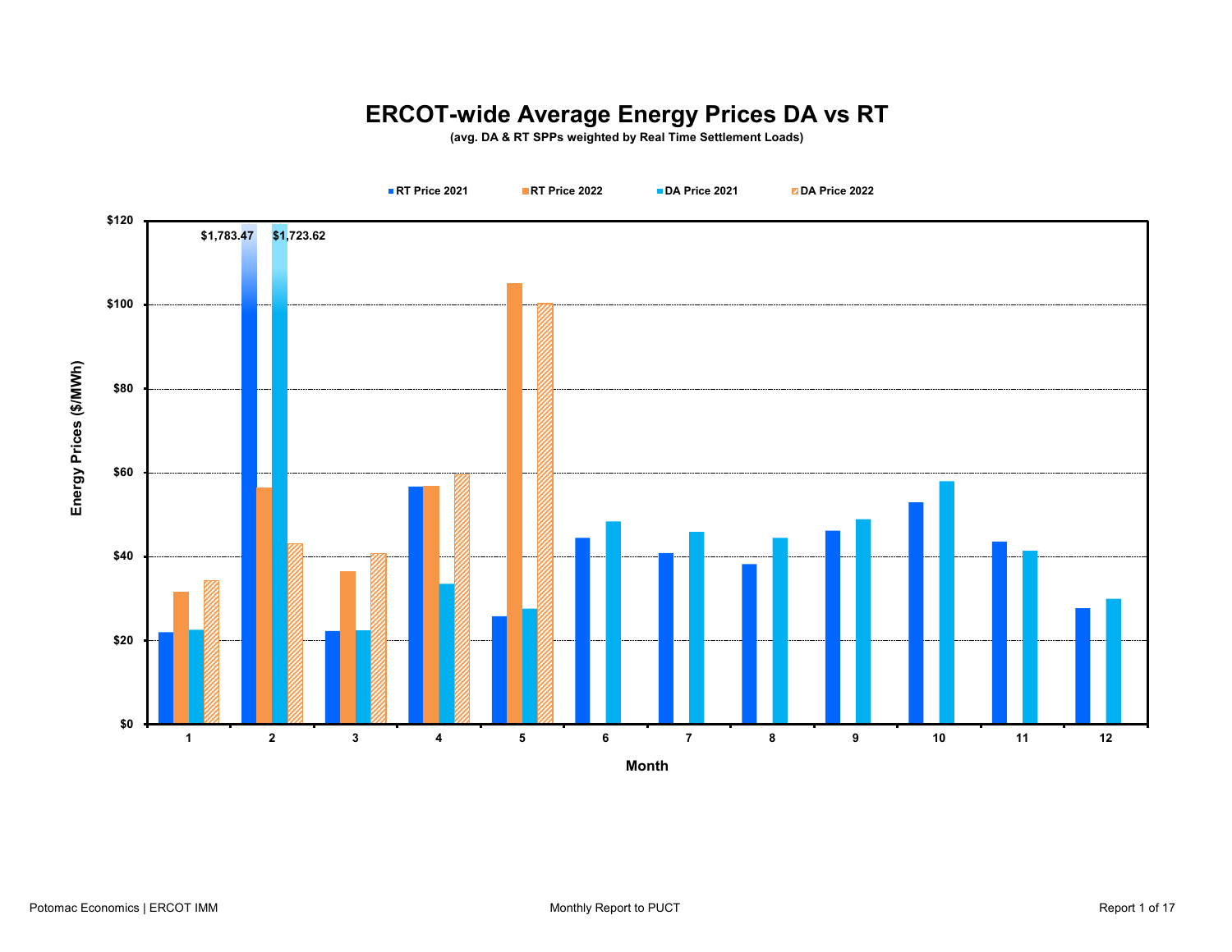# ERCOT-wide Average Energy Prices DA vs RT

(avg. DA & RT SPPs weighted by Real Time Settlement Loads)

RT Price 2021 | RT Price 2022 | DA Price 2021 | DA Price 2022

Energy Prices ($/MWh)

$120, $100, $80, $60, $40, $20, $0

$1,783.47 | $1,723.62

Month

1, 2, 3, 4, 5, 6, 7, 8, 9, 10, 11, 12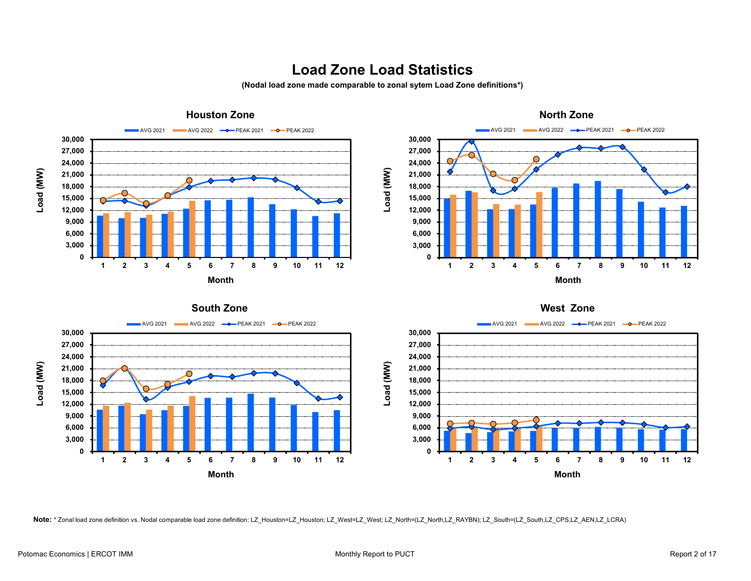# Load Zone Load Statistics

**(Nodal load zone made comparable to zonal sytem Load Zone definitions*)**

## Houston Zone

AVG 2021 | AVG 2022 | PEAK 2021 | PEAK 2022

Load (MW): 0, 3,000, 6,000, 9,000, 12,000, 15,000, 18,000, 21,000, 24,000, 27,000, 30,000

Month: 1, 2, 3, 4, 5, 6, 7, 8, 9, 10, 11, 12

## North Zone

AVG 2021 | AVG 2022 | PEAK 2021 | PEAK 2022

Load (MW): 0, 3,000, 6,000, 9,000, 12,000, 15,000, 18,000, 21,000, 24,000, 27,000, 30,000

Month: 1, 2, 3, 4, 5, 6, 7, 8, 9, 10, 11, 12

## South Zone

AVG 2021 | AVG 2022 | PEAK 2021 | PEAK 2022

Load (MW): 0, 3,000, 6,000, 9,000, 12,000, 15,000, 18,000, 21,000, 24,000, 27,000, 30,000

Month: 1, 2, 3, 4, 5, 6, 7, 8, 9, 10, 11, 12

## West Zone

AVG 2021 | AVG 2022 | PEAK 2021 | PEAK 2022

Load (MW): 0, 3,000, 6,000, 9,000, 12,000, 15,000, 18,000, 21,000, 24,000, 27,000, 30,000

Month: 1, 2, 3, 4, 5, 6, 7, 8, 9, 10, 11, 12

**Note:** * Zonal load zone definition vs. Nodal comparable load zone definition: LZ_Houston=LZ_Houston; LZ_West=LZ_West; LZ_North=(LZ_North,LZ_RAYBN); LZ_South=(LZ_South,LZ_CPS,LZ_AEN,LZ_LCRA)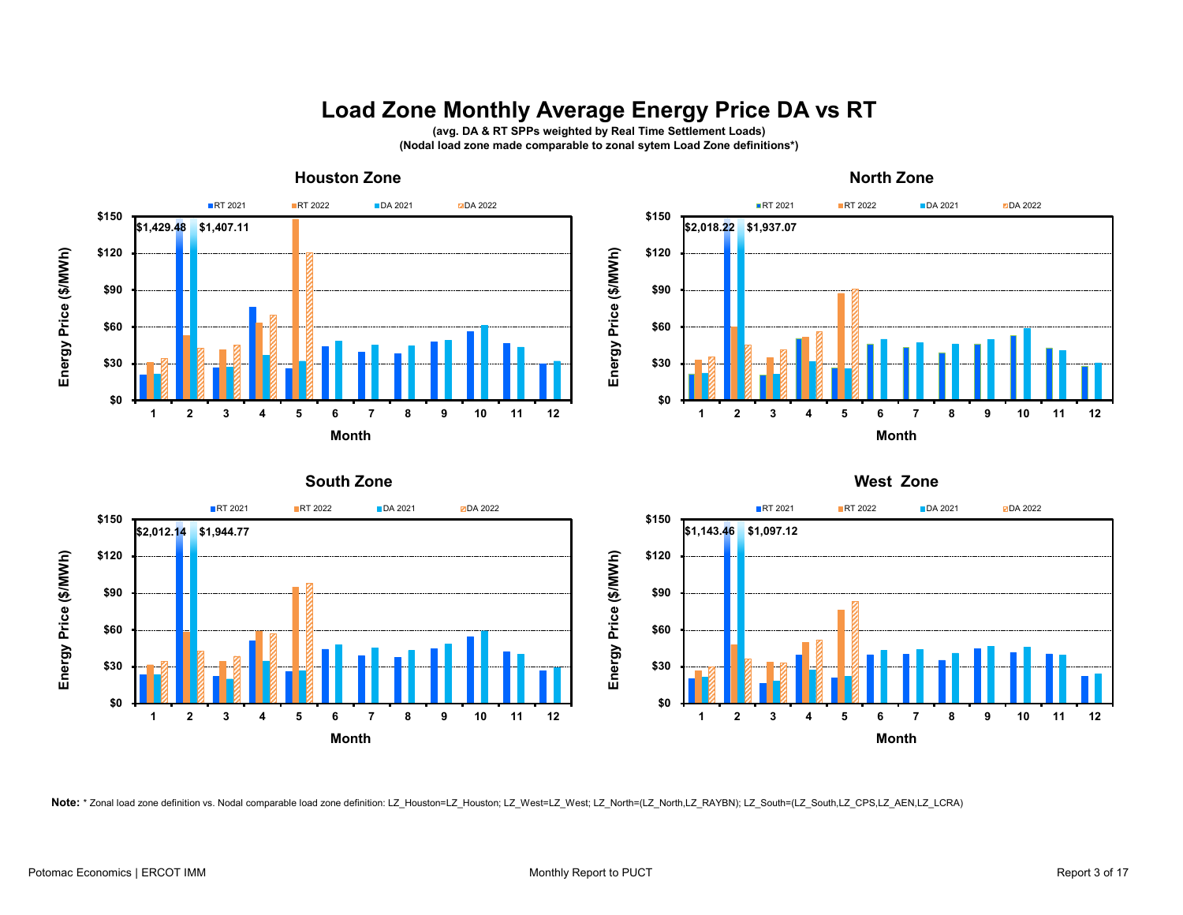# Load Zone Monthly Average Energy Price DA vs RT

**(avg. DA & RT SPPs weighted by Real Time Settlement Loads)**

**(Nodal load zone made comparable to zonal sytem Load Zone definitions*)**

## Houston Zone

Legend: RT 2021, RT 2022, DA 2021, DA 2022

Energy Price ($/MWh) by Month (1–12), axis $0–$150. Labels: $1,429.48, $1,407.11

## North Zone

Legend: RT 2021, RT 2022, DA 2021, DA 2022

Energy Price ($/MWh) by Month (1–12), axis $0–$150. Labels: $2,018.22, $1,937.07

## South Zone

Legend: RT 2021, RT 2022, DA 2021, DA 2022

Energy Price ($/MWh) by Month (1–12), axis $0–$150. Labels: $2,012.14, $1,944.77

## West Zone

Legend: RT 2021, RT 2022, DA 2021, DA 2022

Energy Price ($/MWh) by Month (1–12), axis $0–$150. Labels: $1,143.46, $1,097.12

**Note:** * Zonal load zone definition vs. Nodal comparable load zone definition: LZ_Houston=LZ_Houston; LZ_West=LZ_West; LZ_North=(LZ_North,LZ_RAYBN); LZ_South=(LZ_South,LZ_CPS,LZ_AEN,LZ_LCRA)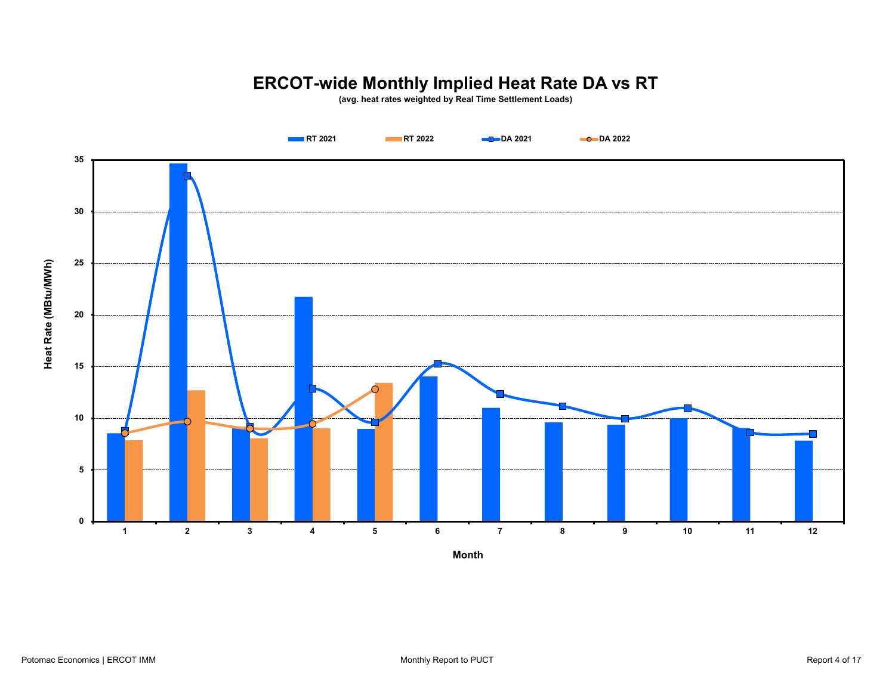# ERCOT-wide Monthly Implied Heat Rate DA vs RT

(avg. heat rates weighted by Real Time Settlement Loads)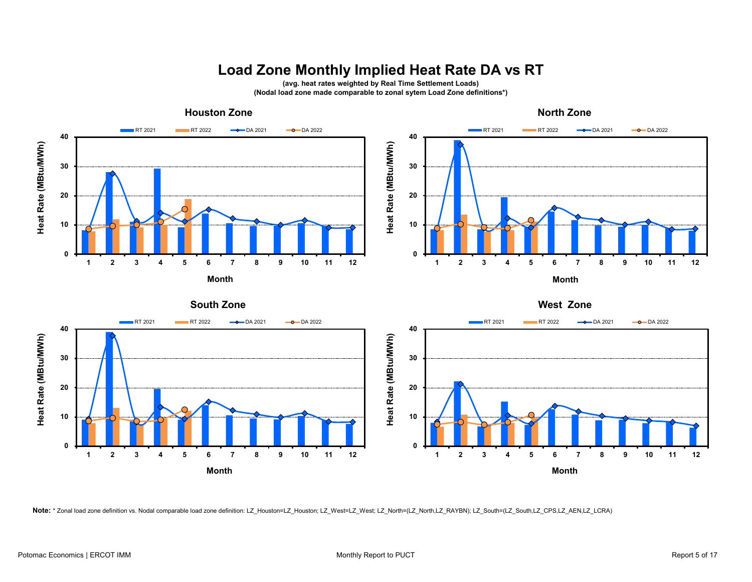# Load Zone Monthly Implied Heat Rate DA vs RT

**(avg. heat rates weighted by Real Time Settlement Loads)**
**(Nodal load zone made comparable to zonal sytem Load Zone definitions*)**

### Houston Zone

### North Zone

### South Zone

### West Zone

**Note:** * Zonal load zone definition vs. Nodal comparable load zone definition: LZ_Houston=LZ_Houston; LZ_West=LZ_West; LZ_North=(LZ_North,LZ_RAYBN); LZ_South=(LZ_South,LZ_CPS,LZ_AEN,LZ_LCRA)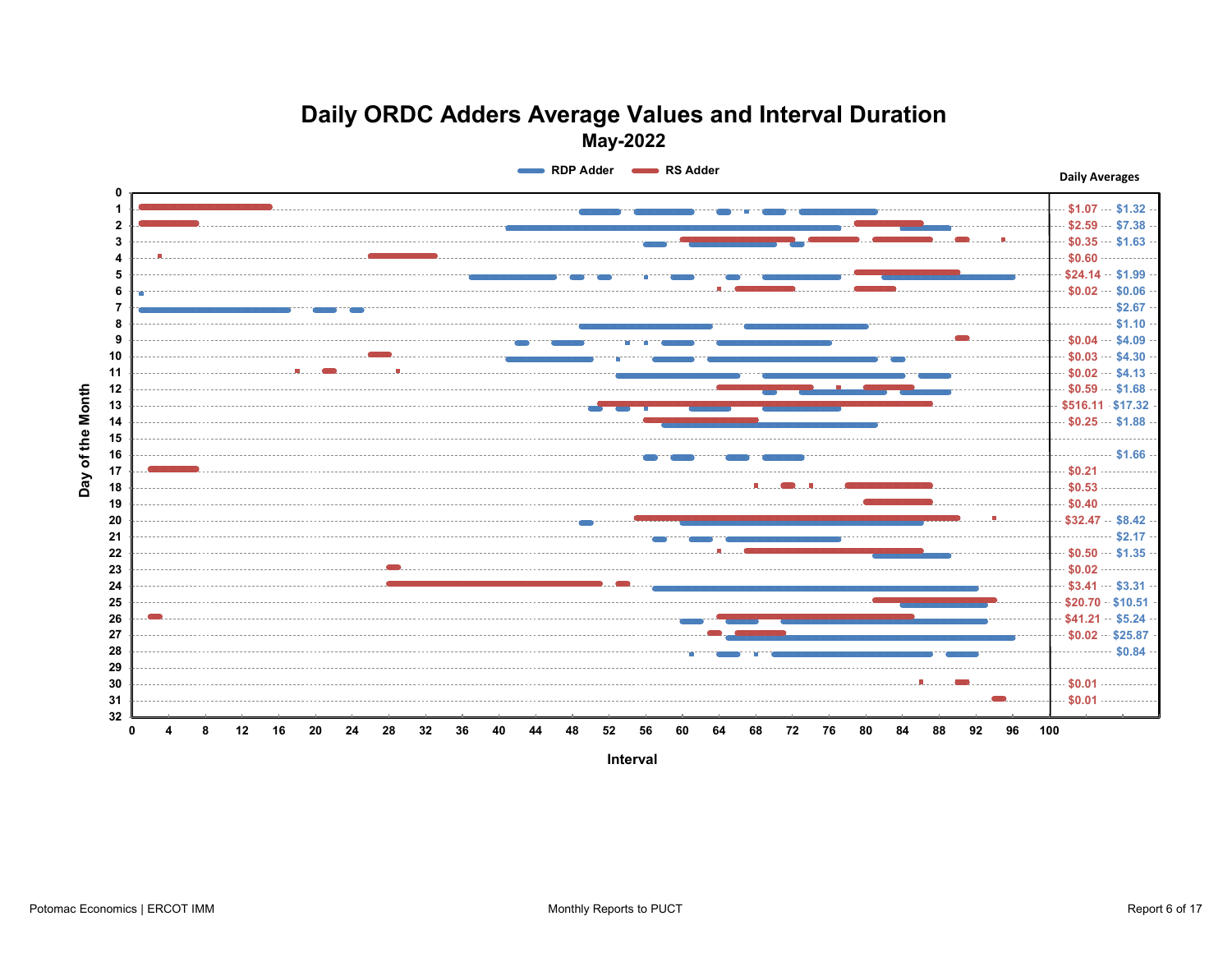# Daily ORDC Adders Average Values and Interval Duration

## May-2022

Legend: RDP Adder, RS Adder

Daily Averages

| Day | RS Adder | RDP Adder |
|---|---|---|
| 1 | $1.07 | $1.32 |
| 2 | $2.59 | $7.38 |
| 3 | $0.35 | $1.63 |
| 4 | $0.60 | |
| 5 | $24.14 | $1.99 |
| 6 | $0.02 | $0.06 |
| 7 | | $2.67 |
| 8 | | $1.10 |
| 9 | $0.04 | $4.09 |
| 10 | $0.03 | $4.30 |
| 11 | $0.02 | $4.13 |
| 12 | $0.59 | $1.68 |
| 13 | $516.11 | $17.32 |
| 14 | $0.25 | $1.88 |
| 15 | | |
| 16 | | $1.66 |
| 17 | $0.21 | |
| 18 | $0.53 | |
| 19 | $0.40 | |
| 20 | $32.47 | $8.42 |
| 21 | | $2.17 |
| 22 | $0.50 | $1.35 |
| 23 | $0.02 | |
| 24 | $3.41 | $3.31 |
| 25 | $20.70 | $10.51 |
| 26 | $41.21 | $5.24 |
| 27 | $0.02 | $25.87 |
| 28 | | $0.84 |
| 29 | | |
| 30 | $0.01 | |
| 31 | $0.01 | |

Y-axis: Day of the Month

X-axis: Interval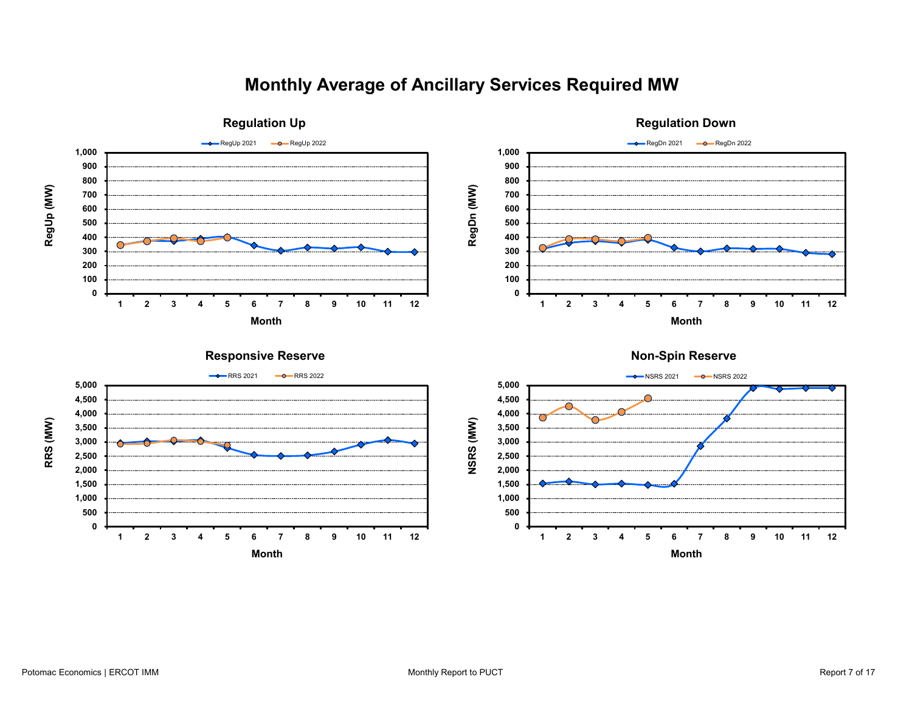# Monthly Average of Ancillary Services Required MW

## Regulation Up

RegUp 2021 — RegUp 2022

RegUp (MW)

1,000
900
800
700
600
500
400
300
200
100
0

1 2 3 4 5 6 7 8 9 10 11 12

Month

## Regulation Down

RegDn 2021 — RegDn 2022

RegDn (MW)

1,000
900
800
700
600
500
400
300
200
100
0

1 2 3 4 5 6 7 8 9 10 11 12

Month

## Responsive Reserve

RRS 2021 — RRS 2022

RRS (MW)

5,000
4,500
4,000
3,500
3,000
2,500
2,000
1,500
1,000
500
0

1 2 3 4 5 6 7 8 9 10 11 12

Month

## Non-Spin Reserve

NSRS 2021 — NSRS 2022

NSRS (MW)

5,000
4,500
4,000
3,500
3,000
2,500
2,000
1,500
1,000
500
0

1 2 3 4 5 6 7 8 9 10 11 12

Month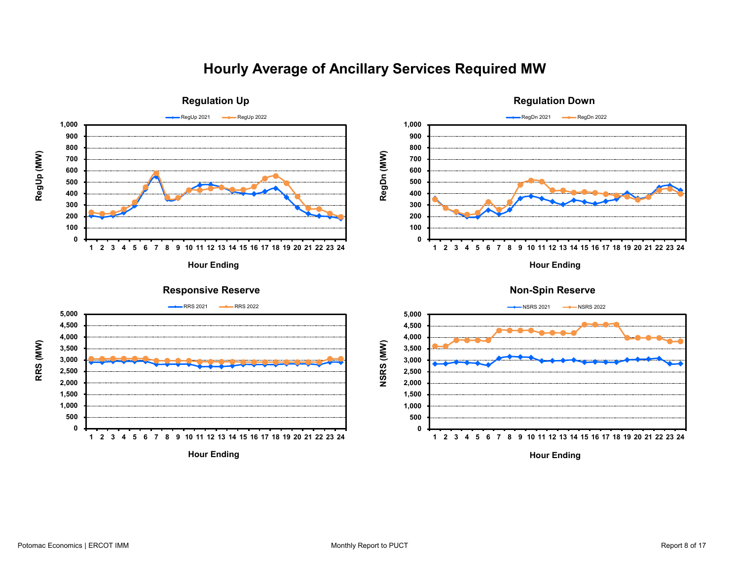# Hourly Average of Ancillary Services Required MW

## Regulation Up

RegUp 2021 — RegUp 2022

RegUp (MW)

Hour Ending

## Regulation Down

RegDn 2021 — RegDn 2022

RegDn (MW)

Hour Ending

## Responsive Reserve

RRS 2021 — RRS 2022

RRS (MW)

Hour Ending

## Non-Spin Reserve

NSRS 2021 — NSRS 2022

NSRS (MW)

Hour Ending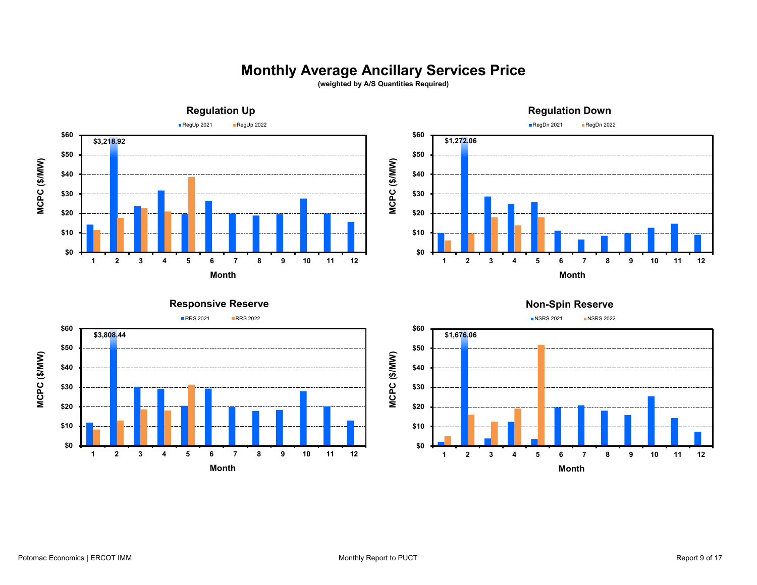# Monthly Average Ancillary Services Price

**(weighted by A/S Quantities Required)**

## Regulation Up

RegUp 2021 | RegUp 2022

MCPC ($/MW) by Month — Month 2 (2021): $3,218.92

## Regulation Down

RegDn 2021 | RegDn 2022

MCPC ($/MW) by Month — Month 2 (2021): $1,272.06

## Responsive Reserve

RRS 2021 | RRS 2022

MCPC ($/MW) by Month — Month 2 (2021): $3,808.44

## Non-Spin Reserve

NSRS 2021 | NSRS 2022

MCPC ($/MW) by Month — Month 2 (2021): $1,676.06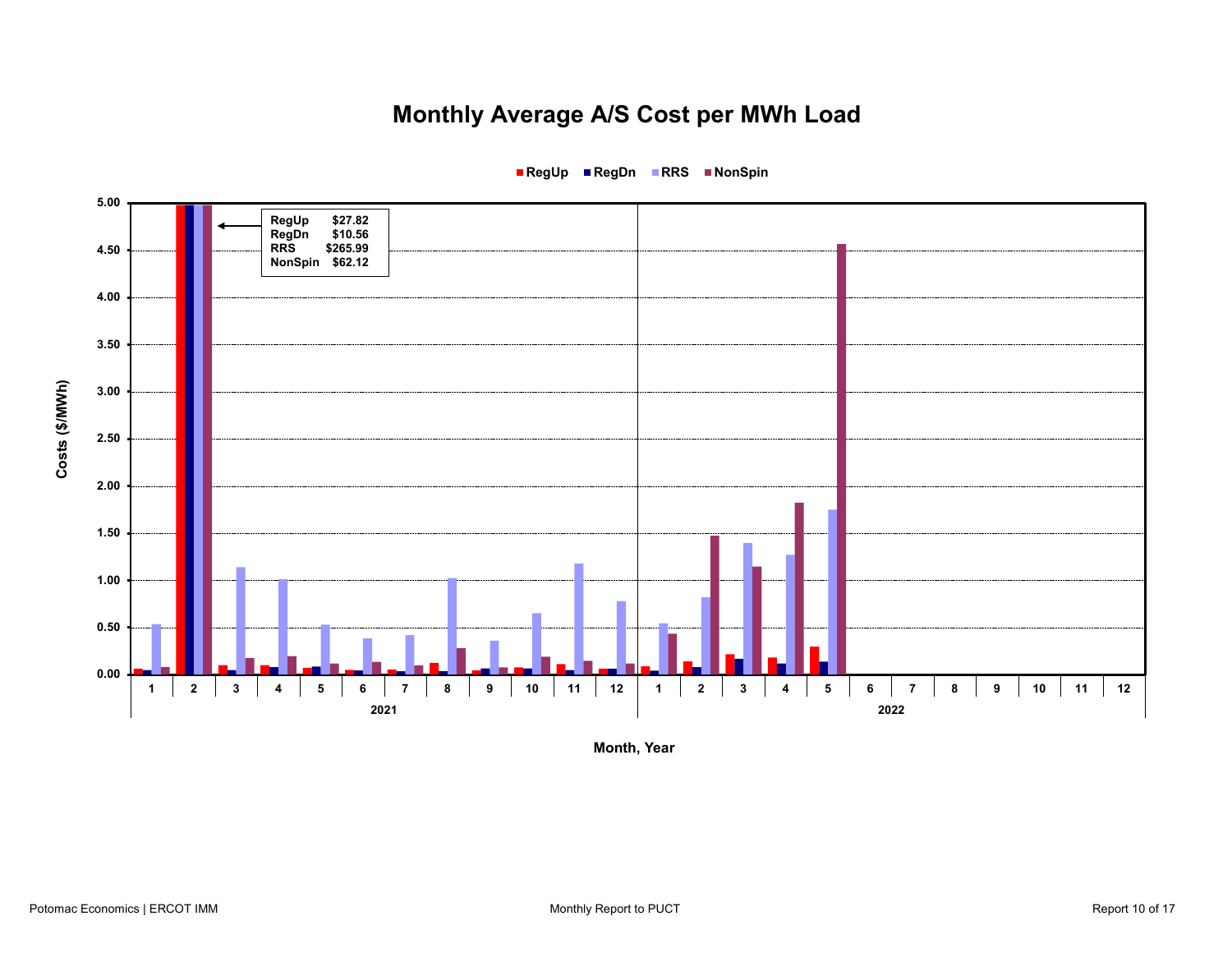# Monthly Average A/S Cost per MWh Load

RegUp | RegDn | RRS | NonSpin

| RegUp | $27.82 |
|---|---|
| RegDn | $10.56 |
| RRS | $265.99 |
| NonSpin | $62.12 |

Costs ($/MWh)

Month, Year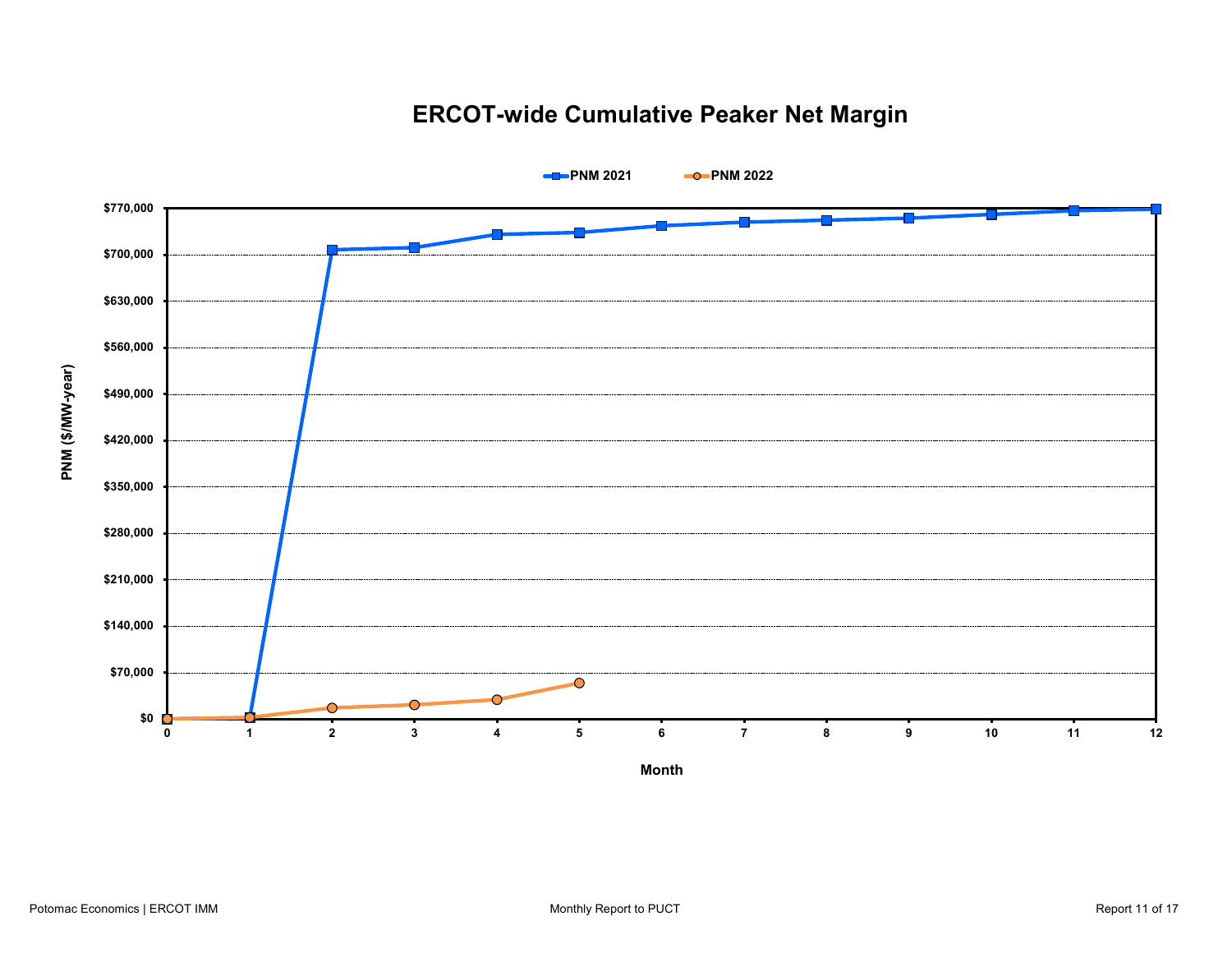# ERCOT-wide Cumulative Peaker Net Margin

PNM 2021 | PNM 2022

PNM ($/MW-year)

$770,000
$700,000
$630,000
$560,000
$490,000
$420,000
$350,000
$280,000
$210,000
$140,000
$70,000
$0

0 1 2 3 4 5 6 7 8 9 10 11 12

Month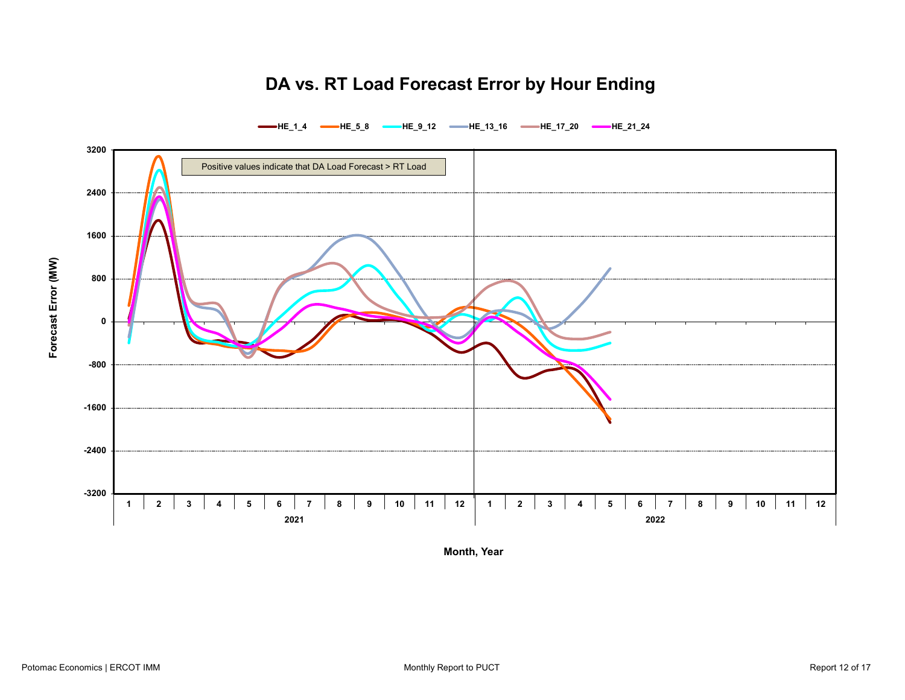# DA vs. RT Load Forecast Error by Hour Ending

HE_1_4 | HE_5_8 | HE_9_12 | HE_13_16 | HE_17_20 | HE_21_24

Positive values indicate that DA Load Forecast > RT Load

Forecast Error (MW)

Month, Year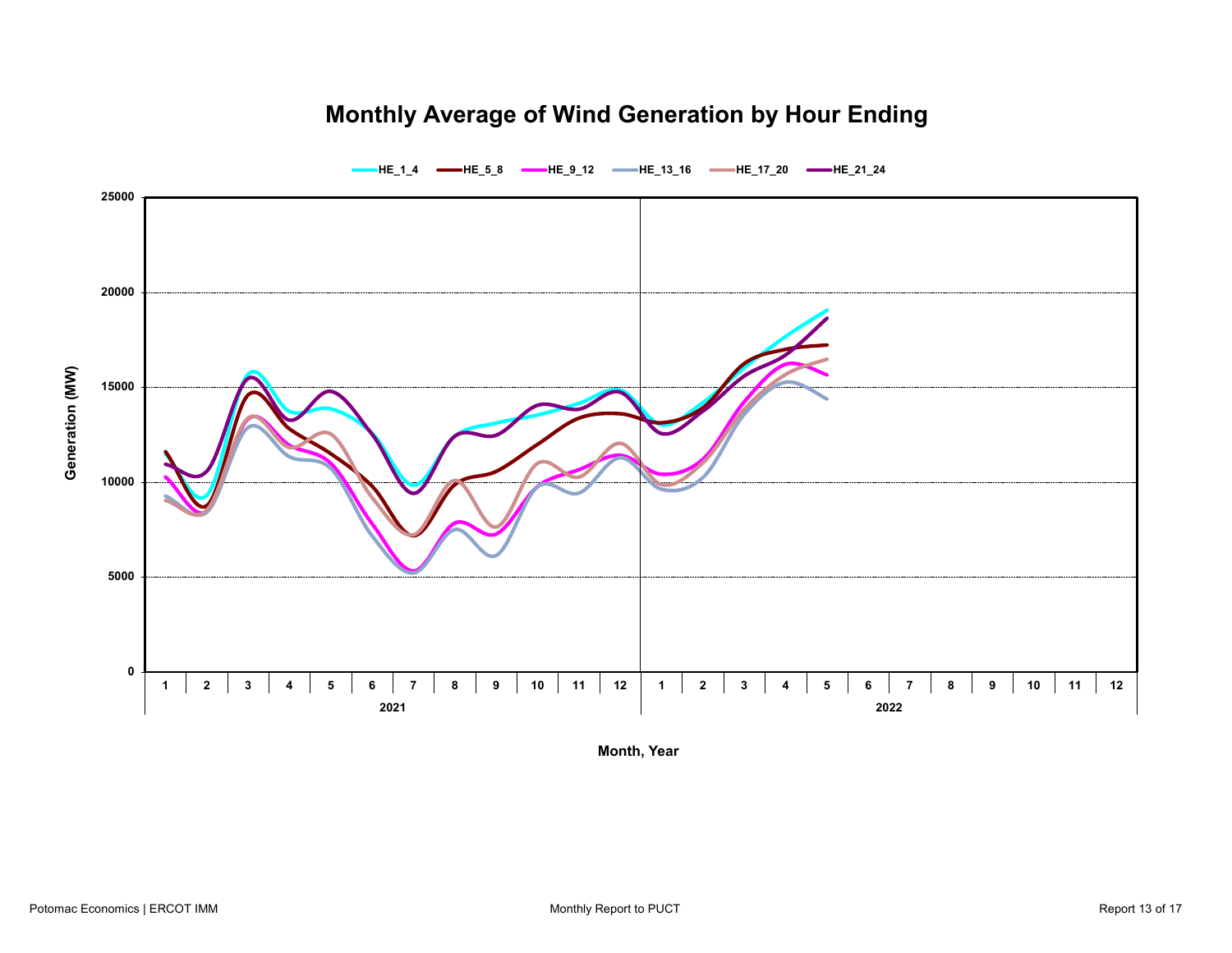# Monthly Average of Wind Generation by Hour Ending

HE_1_4 | HE_5_8 | HE_9_12 | HE_13_16 | HE_17_20 | HE_21_24

Generation (MW)

25000
20000
15000
10000
5000
0

1 2 3 4 5 6 7 8 9 10 11 12 | 1 2 3 4 5 6 7 8 9 10 11 12

2021 | 2022

Month, Year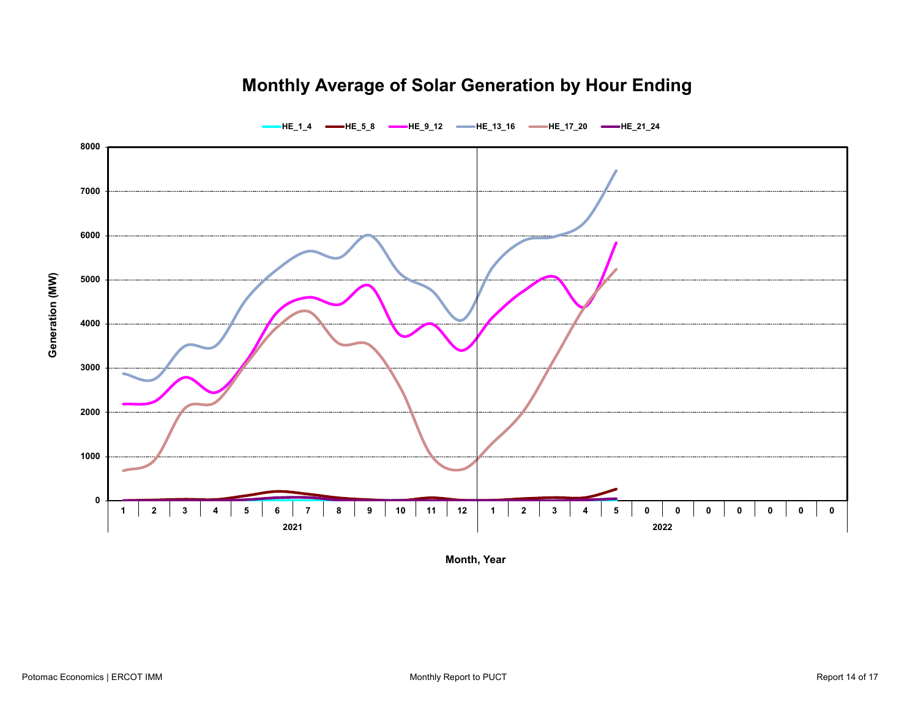# Monthly Average of Solar Generation by Hour Ending

HE_1_4 | HE_5_8 | HE_9_12 | HE_13_16 | HE_17_20 | HE_21_24

Generation (MW)

8000
7000
6000
5000
4000
3000
2000
1000
0

1 2 3 4 5 6 7 8 9 10 11 12 | 1 2 3 4 5 0 0 0 0 0 0 0

2021 | 2022

Month, Year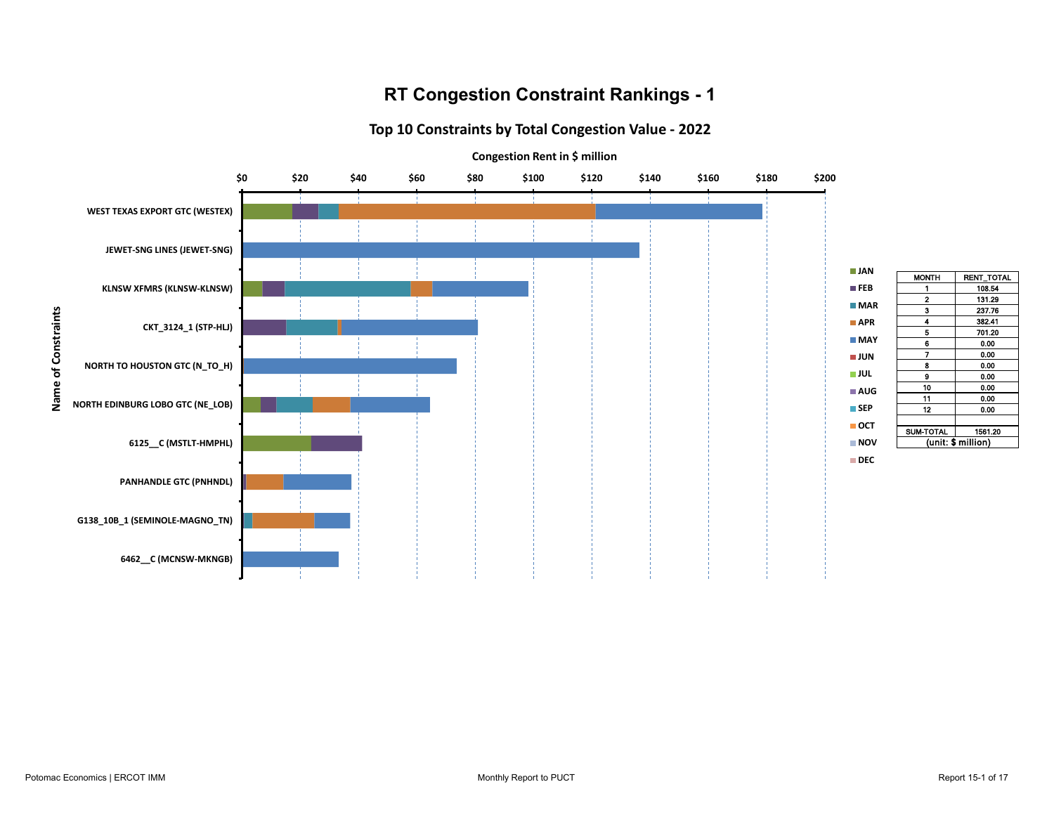# RT Congestion Constraint Rankings - 1

## Top 10 Constraints by Total Congestion Value - 2022

Congestion Rent in $ million

$0 $20 $40 $60 $80 $100 $120 $140 $160 $180 $200

Name of Constraints

- WEST TEXAS EXPORT GTC (WESTEX)
- JEWET-SNG LINES (JEWET-SNG)
- KLNSW XFMRS (KLNSW-KLNSW)
- CKT_3124_1 (STP-HLJ)
- NORTH TO HOUSTON GTC (N_TO_H)
- NORTH EDINBURG LOBO GTC (NE_LOB)
- 6125__C (MSTLT-HMPHL)
- PANHANDLE GTC (PNHNDL)
- G138_10B_1 (SEMINOLE-MAGNO_TN)
- 6462__C (MCNSW-MKNGB)

JAN, FEB, MAR, APR, MAY, JUN, JUL, AUG, SEP, OCT, NOV, DEC

| MONTH | RENT_TOTAL |
|---|---|
| 1 | 108.54 |
| 2 | 131.29 |
| 3 | 237.76 |
| 4 | 382.41 |
| 5 | 701.20 |
| 6 | 0.00 |
| 7 | 0.00 |
| 8 | 0.00 |
| 9 | 0.00 |
| 10 | 0.00 |
| 11 | 0.00 |
| 12 | 0.00 |
| | |
| SUM-TOTAL | 1561.20 |
| (unit: $ million) | |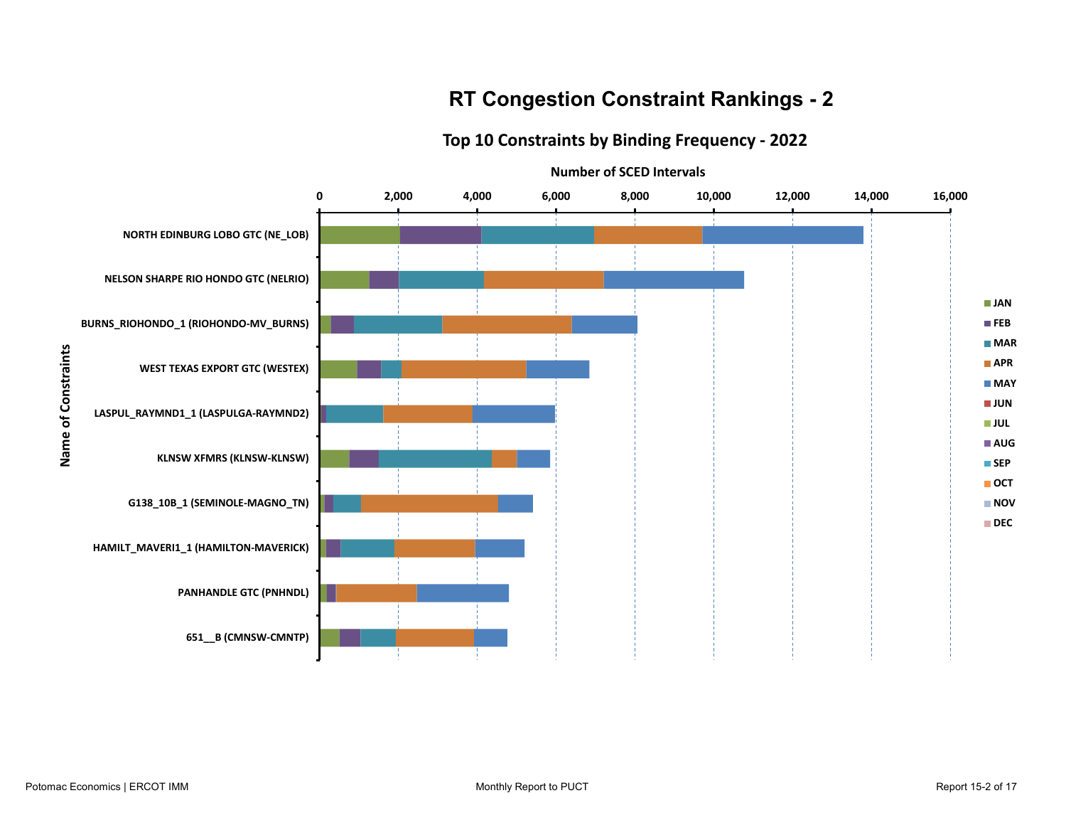# RT Congestion Constraint Rankings - 2

## Top 10 Constraints by Binding Frequency - 2022

Number of SCED Intervals

0 | 2,000 | 4,000 | 6,000 | 8,000 | 10,000 | 12,000 | 14,000 | 16,000

Name of Constraints

- NORTH EDINBURG LOBO GTC (NE_LOB)
- NELSON SHARPE RIO HONDO GTC (NELRIO)
- BURNS_RIOHONDO_1 (RIOHONDO-MV_BURNS)
- WEST TEXAS EXPORT GTC (WESTEX)
- LASPUL_RAYMND1_1 (LASPULGA-RAYMND2)
- KLNSW XFMRS (KLNSW-KLNSW)
- G138_10B_1 (SEMINOLE-MAGNO_TN)
- HAMILT_MAVERI1_1 (HAMILTON-MAVERICK)
- PANHANDLE GTC (PNHNDL)
- 651__B (CMNSW-CMNTP)

JAN, FEB, MAR, APR, MAY, JUN, JUL, AUG, SEP, OCT, NOV, DEC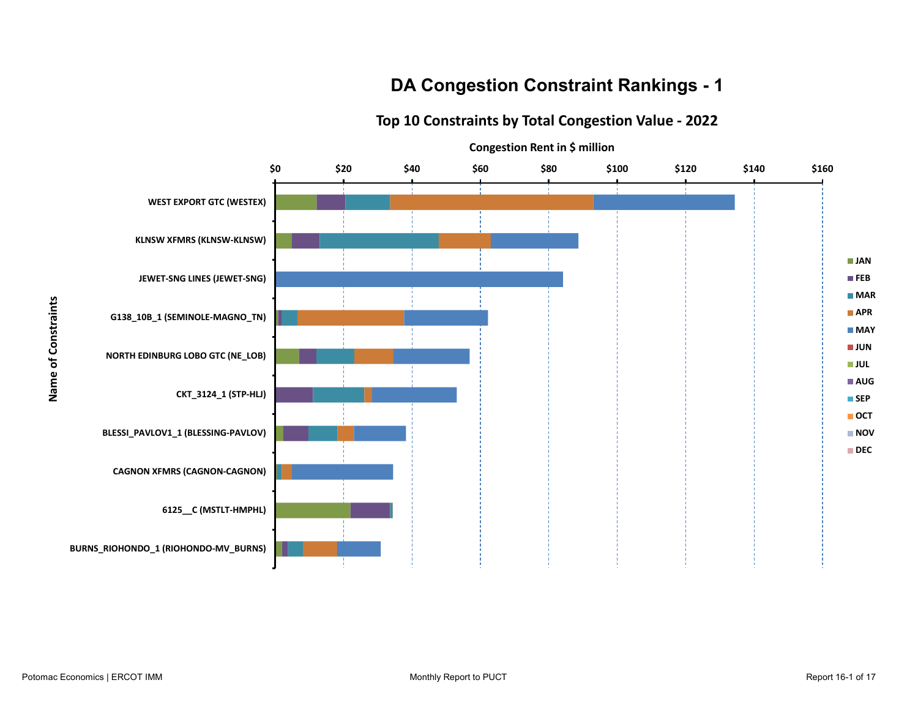# DA Congestion Constraint Rankings - 1

## Top 10 Constraints by Total Congestion Value - 2022

Congestion Rent in $ million

$0 | $20 | $40 | $60 | $80 | $100 | $120 | $140 | $160

Name of Constraints

- WEST EXPORT GTC (WESTEX)
- KLNSW XFMRS (KLNSW-KLNSW)
- JEWET-SNG LINES (JEWET-SNG)
- G138_10B_1 (SEMINOLE-MAGNO_TN)
- NORTH EDINBURG LOBO GTC (NE_LOB)
- CKT_3124_1 (STP-HLJ)
- BLESSI_PAVLOV1_1 (BLESSING-PAVLOV)
- CAGNON XFMRS (CAGNON-CAGNON)
- 6125__C (MSTLT-HMPHL)
- BURNS_RIOHONDO_1 (RIOHONDO-MV_BURNS)

JAN, FEB, MAR, APR, MAY, JUN, JUL, AUG, SEP, OCT, NOV, DEC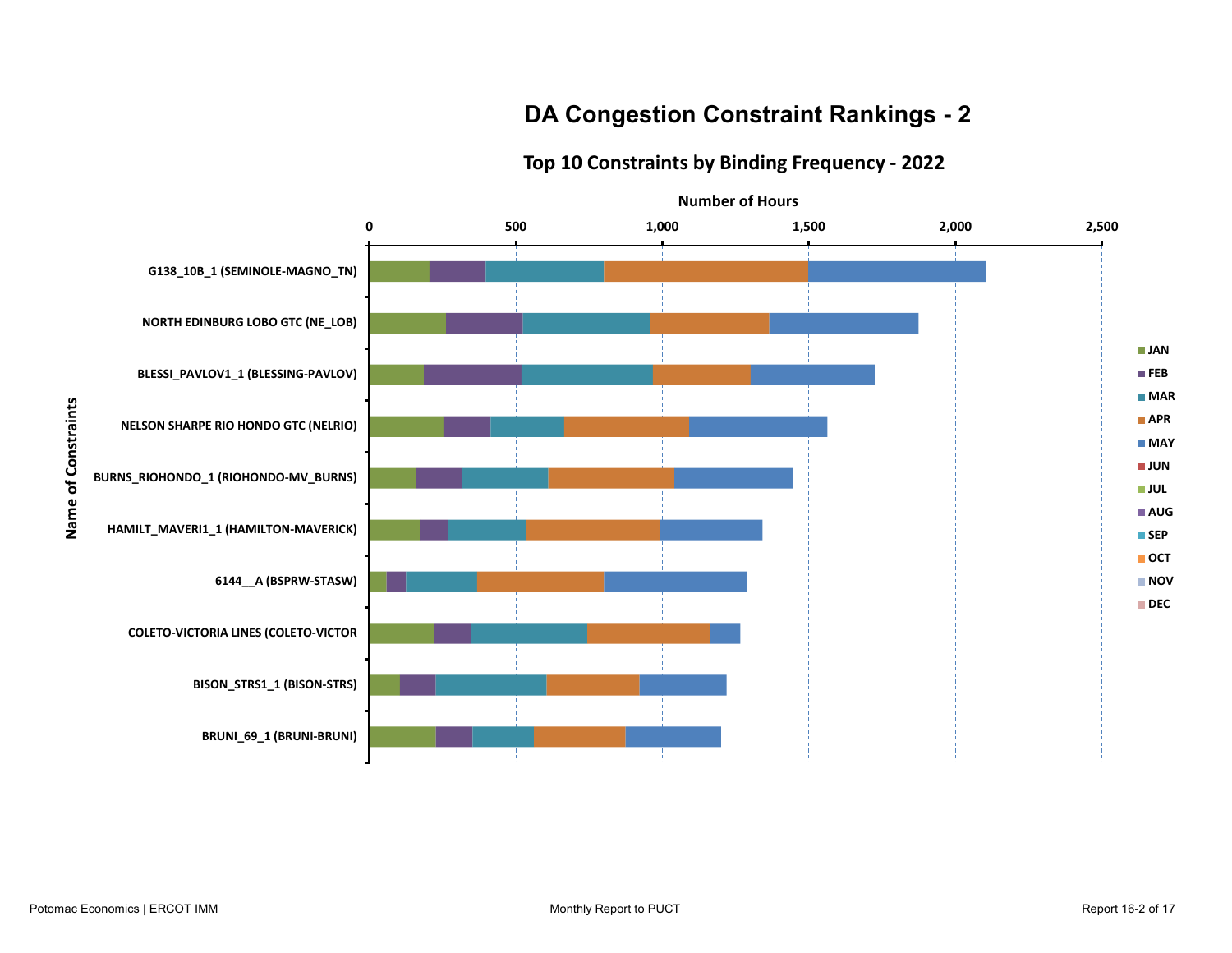# DA Congestion Constraint Rankings - 2

## Top 10 Constraints by Binding Frequency - 2022

Number of Hours

0 | 500 | 1,000 | 1,500 | 2,000 | 2,500

Name of Constraints

- G138_10B_1 (SEMINOLE-MAGNO_TN)
- NORTH EDINBURG LOBO GTC (NE_LOB)
- BLESSI_PAVLOV1_1 (BLESSING-PAVLOV)
- NELSON SHARPE RIO HONDO GTC (NELRIO)
- BURNS_RIOHONDO_1 (RIOHONDO-MV_BURNS)
- HAMILT_MAVERI1_1 (HAMILTON-MAVERICK)
- 6144__A (BSPRW-STASW)
- COLETO-VICTORIA LINES (COLETO-VICTOR
- BISON_STRS1_1 (BISON-STRS)
- BRUNI_69_1 (BRUNI-BRUNI)

JAN, FEB, MAR, APR, MAY, JUN, JUL, AUG, SEP, OCT, NOV, DEC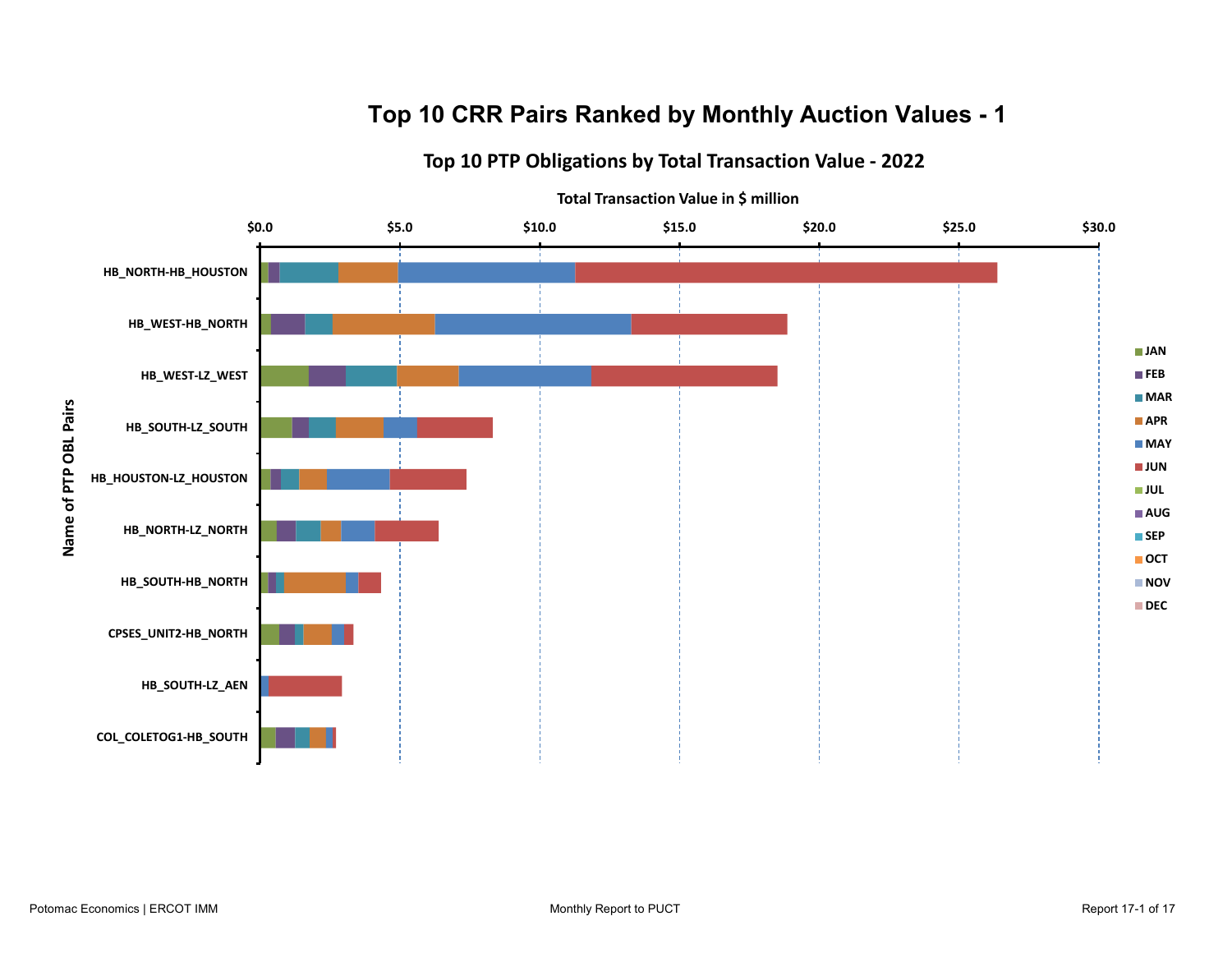# Top 10 CRR Pairs Ranked by Monthly Auction Values - 1

## Top 10 PTP Obligations by Total Transaction Value - 2022

Total Transaction Value in $ million

$0.0 | $5.0 | $10.0 | $15.0 | $20.0 | $25.0 | $30.0

Name of PTP OBL Pairs

- HB_NORTH-HB_HOUSTON
- HB_WEST-HB_NORTH
- HB_WEST-LZ_WEST
- HB_SOUTH-LZ_SOUTH
- HB_HOUSTON-LZ_HOUSTON
- HB_NORTH-LZ_NORTH
- HB_SOUTH-HB_NORTH
- CPSES_UNIT2-HB_NORTH
- HB_SOUTH-LZ_AEN
- COL_COLETOG1-HB_SOUTH

Legend: JAN, FEB, MAR, APR, MAY, JUN, JUL, AUG, SEP, OCT, NOV, DEC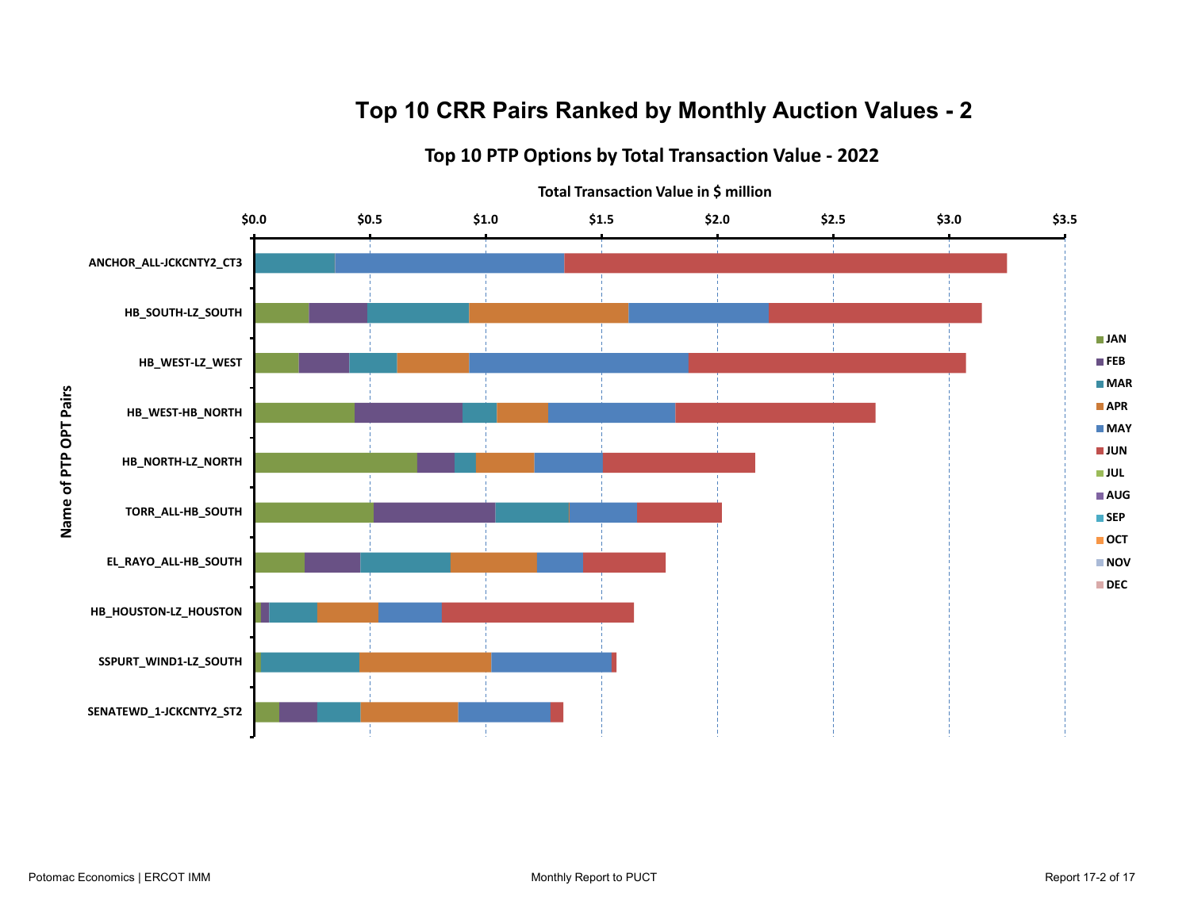# Top 10 CRR Pairs Ranked by Monthly Auction Values - 2

## Top 10 PTP Options by Total Transaction Value - 2022

Total Transaction Value in $ million

$0.0 | $0.5 | $1.0 | $1.5 | $2.0 | $2.5 | $3.0 | $3.5

Name of PTP OPT Pairs

- ANCHOR_ALL-JCKCNTY2_CT3
- HB_SOUTH-LZ_SOUTH
- HB_WEST-LZ_WEST
- HB_WEST-HB_NORTH
- HB_NORTH-LZ_NORTH
- TORR_ALL-HB_SOUTH
- EL_RAYO_ALL-HB_SOUTH
- HB_HOUSTON-LZ_HOUSTON
- SSPURT_WIND1-LZ_SOUTH
- SENATEWD_1-JCKCNTY2_ST2

Legend: JAN, FEB, MAR, APR, MAY, JUN, JUL, AUG, SEP, OCT, NOV, DEC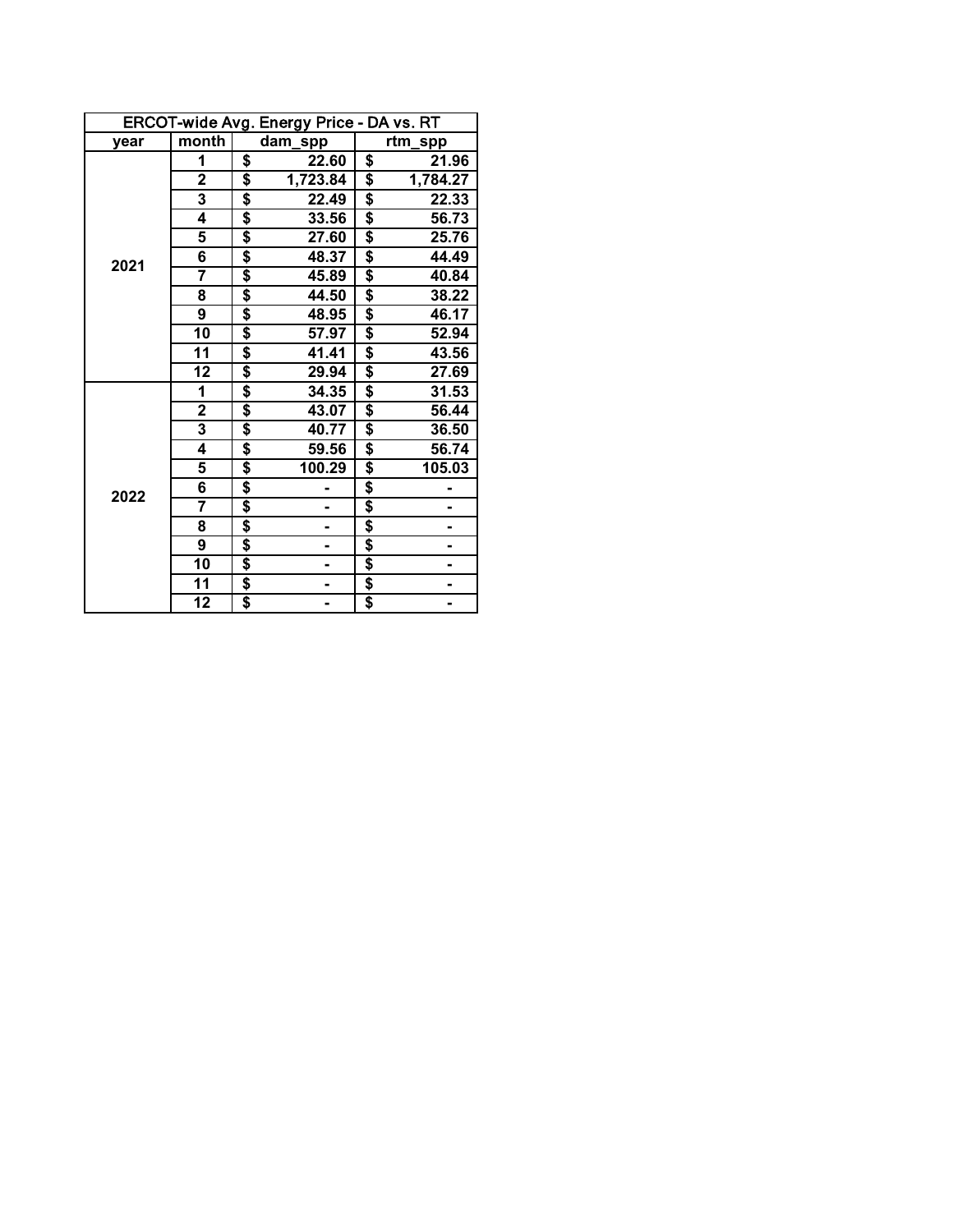| ERCOT-wide Avg. Energy Price - DA vs. RT | | | |
|---|---|---|---|
| year | month | dam_spp | rtm_spp |
| 2021 | 1 | $ 22.60 | $ 21.96 |
| | 2 | $ 1,723.84 | $ 1,784.27 |
| | 3 | $ 22.49 | $ 22.33 |
| | 4 | $ 33.56 | $ 56.73 |
| | 5 | $ 27.60 | $ 25.76 |
| | 6 | $ 48.37 | $ 44.49 |
| | 7 | $ 45.89 | $ 40.84 |
| | 8 | $ 44.50 | $ 38.22 |
| | 9 | $ 48.95 | $ 46.17 |
| | 10 | $ 57.97 | $ 52.94 |
| | 11 | $ 41.41 | $ 43.56 |
| | 12 | $ 29.94 | $ 27.69 |
| 2022 | 1 | $ 34.35 | $ 31.53 |
| | 2 | $ 43.07 | $ 56.44 |
| | 3 | $ 40.77 | $ 36.50 |
| | 4 | $ 59.56 | $ 56.74 |
| | 5 | $ 100.29 | $ 105.03 |
| | 6 | $ - | $ - |
| | 7 | $ - | $ - |
| | 8 | $ - | $ - |
| | 9 | $ - | $ - |
| | 10 | $ - | $ - |
| | 11 | $ - | $ - |
| | 12 | $ - | $ - |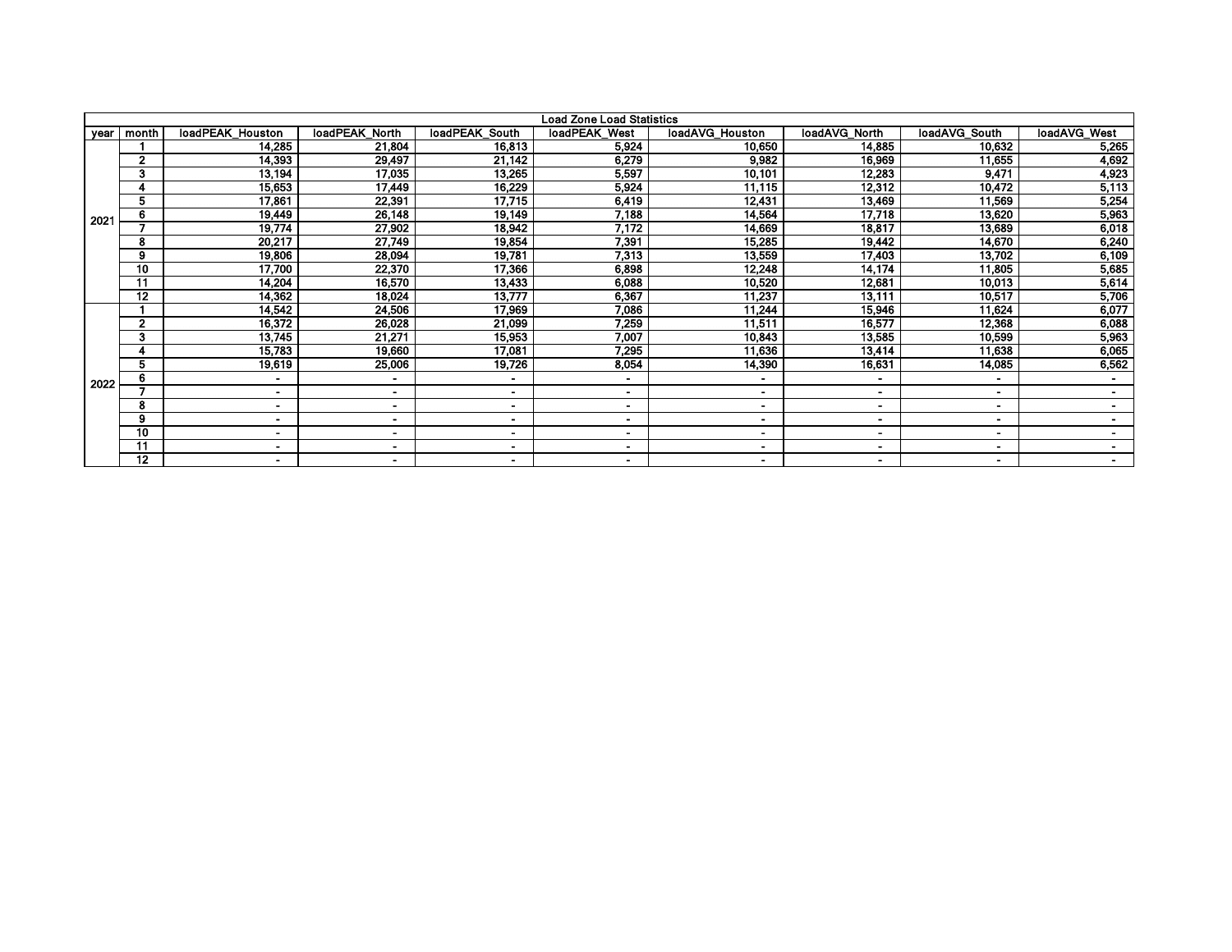| Load Zone Load Statistics | | | | | | | | | |
|---|---|---|---|---|---|---|---|---|---|
| year | month | loadPEAK_Houston | loadPEAK_North | loadPEAK_South | loadPEAK_West | loadAVG_Houston | loadAVG_North | loadAVG_South | loadAVG_West |
| 2021 | 1 | 14,285 | 21,804 | 16,813 | 5,924 | 10,650 | 14,885 | 10,632 | 5,265 |
| | 2 | 14,393 | 29,497 | 21,142 | 6,279 | 9,982 | 16,969 | 11,655 | 4,692 |
| | 3 | 13,194 | 17,035 | 13,265 | 5,597 | 10,101 | 12,283 | 9,471 | 4,923 |
| | 4 | 15,653 | 17,449 | 16,229 | 5,924 | 11,115 | 12,312 | 10,472 | 5,113 |
| | 5 | 17,861 | 22,391 | 17,715 | 6,419 | 12,431 | 13,469 | 11,569 | 5,254 |
| | 6 | 19,449 | 26,148 | 19,149 | 7,188 | 14,564 | 17,718 | 13,620 | 5,963 |
| | 7 | 19,774 | 27,902 | 18,942 | 7,172 | 14,669 | 18,817 | 13,689 | 6,018 |
| | 8 | 20,217 | 27,749 | 19,854 | 7,391 | 15,285 | 19,442 | 14,670 | 6,240 |
| | 9 | 19,806 | 28,094 | 19,781 | 7,313 | 13,559 | 17,403 | 13,702 | 6,109 |
| | 10 | 17,700 | 22,370 | 17,366 | 6,898 | 12,248 | 14,174 | 11,805 | 5,685 |
| | 11 | 14,204 | 16,570 | 13,433 | 6,088 | 10,520 | 12,681 | 10,013 | 5,614 |
| | 12 | 14,362 | 18,024 | 13,777 | 6,367 | 11,237 | 13,111 | 10,517 | 5,706 |
| 2022 | 1 | 14,542 | 24,506 | 17,969 | 7,086 | 11,244 | 15,946 | 11,624 | 6,077 |
| | 2 | 16,372 | 26,028 | 21,099 | 7,259 | 11,511 | 16,577 | 12,368 | 6,088 |
| | 3 | 13,745 | 21,271 | 15,953 | 7,007 | 10,843 | 13,585 | 10,599 | 5,963 |
| | 4 | 15,783 | 19,660 | 17,081 | 7,295 | 11,636 | 13,414 | 11,638 | 6,065 |
| | 5 | 19,619 | 25,006 | 19,726 | 8,054 | 14,390 | 16,631 | 14,085 | 6,562 |
| | 6 | - | - | - | - | - | - | - | - |
| | 7 | - | - | - | - | - | - | - | - |
| | 8 | - | - | - | - | - | - | - | - |
| | 9 | - | - | - | - | - | - | - | - |
| | 10 | - | - | - | - | - | - | - | - |
| | 11 | - | - | - | - | - | - | - | - |
| | 12 | - | - | - | - | - | - | - | - |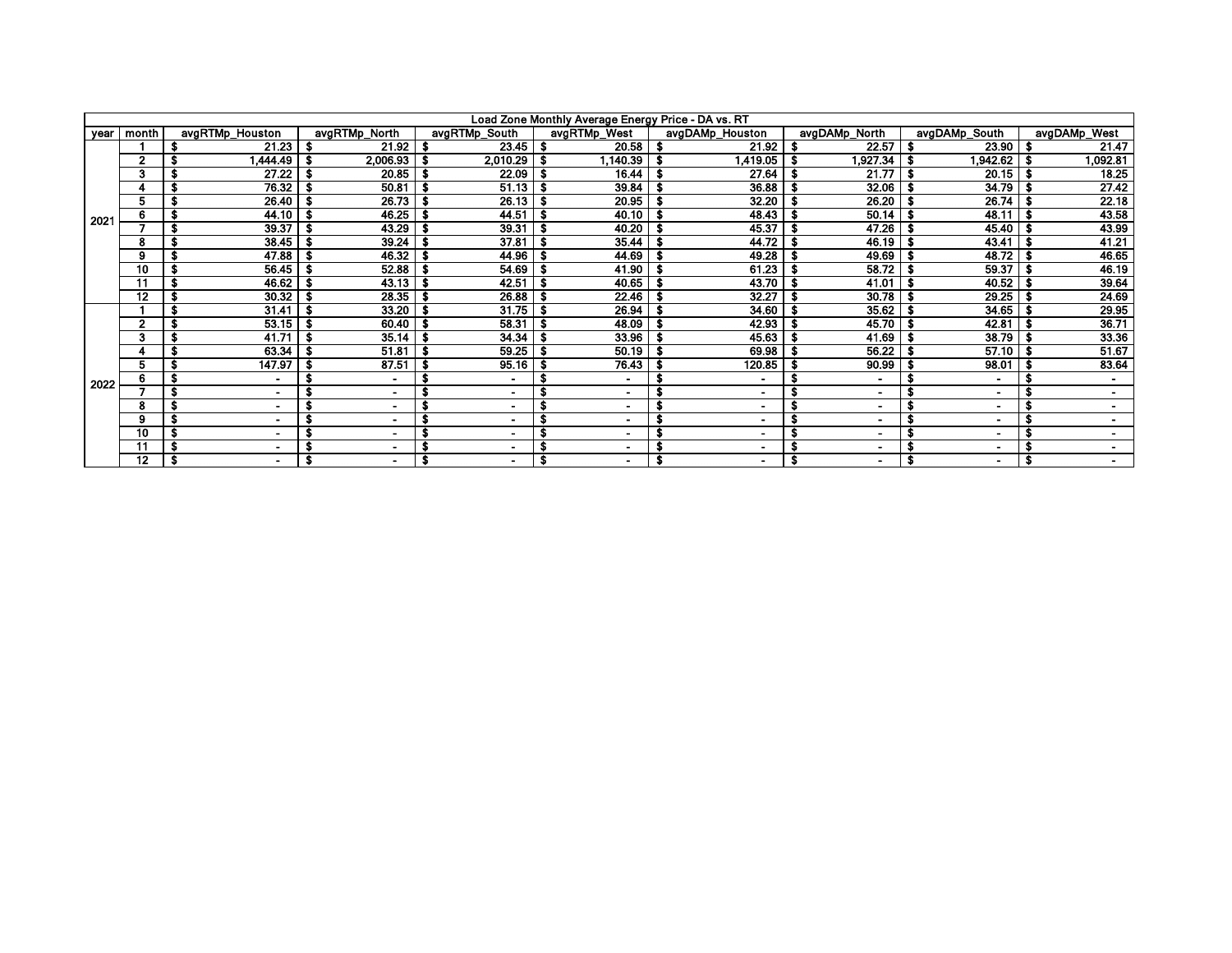| Load Zone Monthly Average Energy Price - DA vs. RT | | | | | | | | | |
|---|---|---|---|---|---|---|---|---|---|
| year | month | avgRTMp_Houston | avgRTMp_North | avgRTMp_South | avgRTMp_West | avgDAMp_Houston | avgDAMp_North | avgDAMp_South | avgDAMp_West |
| 2021 | 1 | $ 21.23 | $ 21.92 | $ 23.45 | $ 20.58 | $ 21.92 | $ 22.57 | $ 23.90 | $ 21.47 |
| | 2 | $ 1,444.49 | $ 2,006.93 | $ 2,010.29 | $ 1,140.39 | $ 1,419.05 | $ 1,927.34 | $ 1,942.62 | $ 1,092.81 |
| | 3 | $ 27.22 | $ 20.85 | $ 22.09 | $ 16.44 | $ 27.64 | $ 21.77 | $ 20.15 | $ 18.25 |
| | 4 | $ 76.32 | $ 50.81 | $ 51.13 | $ 39.84 | $ 36.88 | $ 32.06 | $ 34.79 | $ 27.42 |
| | 5 | $ 26.40 | $ 26.73 | $ 26.13 | $ 20.95 | $ 32.20 | $ 26.20 | $ 26.74 | $ 22.18 |
| | 6 | $ 44.10 | $ 46.25 | $ 44.51 | $ 40.10 | $ 48.43 | $ 50.14 | $ 48.11 | $ 43.58 |
| | 7 | $ 39.37 | $ 43.29 | $ 39.31 | $ 40.20 | $ 45.37 | $ 47.26 | $ 45.40 | $ 43.99 |
| | 8 | $ 38.45 | $ 39.24 | $ 37.81 | $ 35.44 | $ 44.72 | $ 46.19 | $ 43.41 | $ 41.21 |
| | 9 | $ 47.88 | $ 46.32 | $ 44.96 | $ 44.69 | $ 49.28 | $ 49.69 | $ 48.72 | $ 46.65 |
| | 10 | $ 56.45 | $ 52.88 | $ 54.69 | $ 41.90 | $ 61.23 | $ 58.72 | $ 59.37 | $ 46.19 |
| | 11 | $ 46.62 | $ 43.13 | $ 42.51 | $ 40.65 | $ 43.70 | $ 41.01 | $ 40.52 | $ 39.64 |
| | 12 | $ 30.32 | $ 28.35 | $ 26.88 | $ 22.46 | $ 32.27 | $ 30.78 | $ 29.25 | $ 24.69 |
| 2022 | 1 | $ 31.41 | $ 33.20 | $ 31.75 | $ 26.94 | $ 34.60 | $ 35.62 | $ 34.65 | $ 29.95 |
| | 2 | $ 53.15 | $ 60.40 | $ 58.31 | $ 48.09 | $ 42.93 | $ 45.70 | $ 42.81 | $ 36.71 |
| | 3 | $ 41.71 | $ 35.14 | $ 34.34 | $ 33.96 | $ 45.63 | $ 41.69 | $ 38.79 | $ 33.36 |
| | 4 | $ 63.34 | $ 51.81 | $ 59.25 | $ 50.19 | $ 69.98 | $ 56.22 | $ 57.10 | $ 51.67 |
| | 5 | $ 147.97 | $ 87.51 | $ 95.16 | $ 76.43 | $ 120.85 | $ 90.99 | $ 98.01 | $ 83.64 |
| | 6 | $ - | $ - | $ - | $ - | $ - | $ - | $ - | $ - |
| | 7 | $ - | $ - | $ - | $ - | $ - | $ - | $ - | $ - |
| | 8 | $ - | $ - | $ - | $ - | $ - | $ - | $ - | $ - |
| | 9 | $ - | $ - | $ - | $ - | $ - | $ - | $ - | $ - |
| | 10 | $ - | $ - | $ - | $ - | $ - | $ - | $ - | $ - |
| | 11 | $ - | $ - | $ - | $ - | $ - | $ - | $ - | $ - |
| | 12 | $ - | $ - | $ - | $ - | $ - | $ - | $ - | $ - |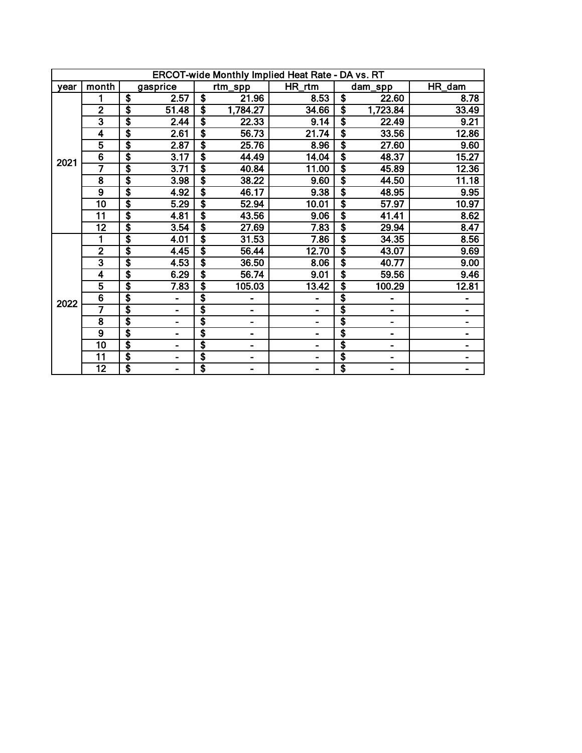| ERCOT-wide Monthly Implied Heat Rate - DA vs. RT | | | | | | |
|---|---|---|---|---|---|---|
| year | month | gasprice | rtm_spp | HR_rtm | dam_spp | HR_dam |
| 2021 | 1 | $ 2.57 | $ 21.96 | 8.53 | $ 22.60 | 8.78 |
| | 2 | $ 51.48 | $ 1,784.27 | 34.66 | $ 1,723.84 | 33.49 |
| | 3 | $ 2.44 | $ 22.33 | 9.14 | $ 22.49 | 9.21 |
| | 4 | $ 2.61 | $ 56.73 | 21.74 | $ 33.56 | 12.86 |
| | 5 | $ 2.87 | $ 25.76 | 8.96 | $ 27.60 | 9.60 |
| | 6 | $ 3.17 | $ 44.49 | 14.04 | $ 48.37 | 15.27 |
| | 7 | $ 3.71 | $ 40.84 | 11.00 | $ 45.89 | 12.36 |
| | 8 | $ 3.98 | $ 38.22 | 9.60 | $ 44.50 | 11.18 |
| | 9 | $ 4.92 | $ 46.17 | 9.38 | $ 48.95 | 9.95 |
| | 10 | $ 5.29 | $ 52.94 | 10.01 | $ 57.97 | 10.97 |
| | 11 | $ 4.81 | $ 43.56 | 9.06 | $ 41.41 | 8.62 |
| | 12 | $ 3.54 | $ 27.69 | 7.83 | $ 29.94 | 8.47 |
| 2022 | 1 | $ 4.01 | $ 31.53 | 7.86 | $ 34.35 | 8.56 |
| | 2 | $ 4.45 | $ 56.44 | 12.70 | $ 43.07 | 9.69 |
| | 3 | $ 4.53 | $ 36.50 | 8.06 | $ 40.77 | 9.00 |
| | 4 | $ 6.29 | $ 56.74 | 9.01 | $ 59.56 | 9.46 |
| | 5 | $ 7.83 | $ 105.03 | 13.42 | $ 100.29 | 12.81 |
| | 6 | $ - | $ - | - | $ - | - |
| | 7 | $ - | $ - | - | $ - | - |
| | 8 | $ - | $ - | - | $ - | - |
| | 9 | $ - | $ - | - | $ - | - |
| | 10 | $ - | $ - | - | $ - | - |
| | 11 | $ - | $ - | - | $ - | - |
| | 12 | $ - | $ - | - | $ - | - |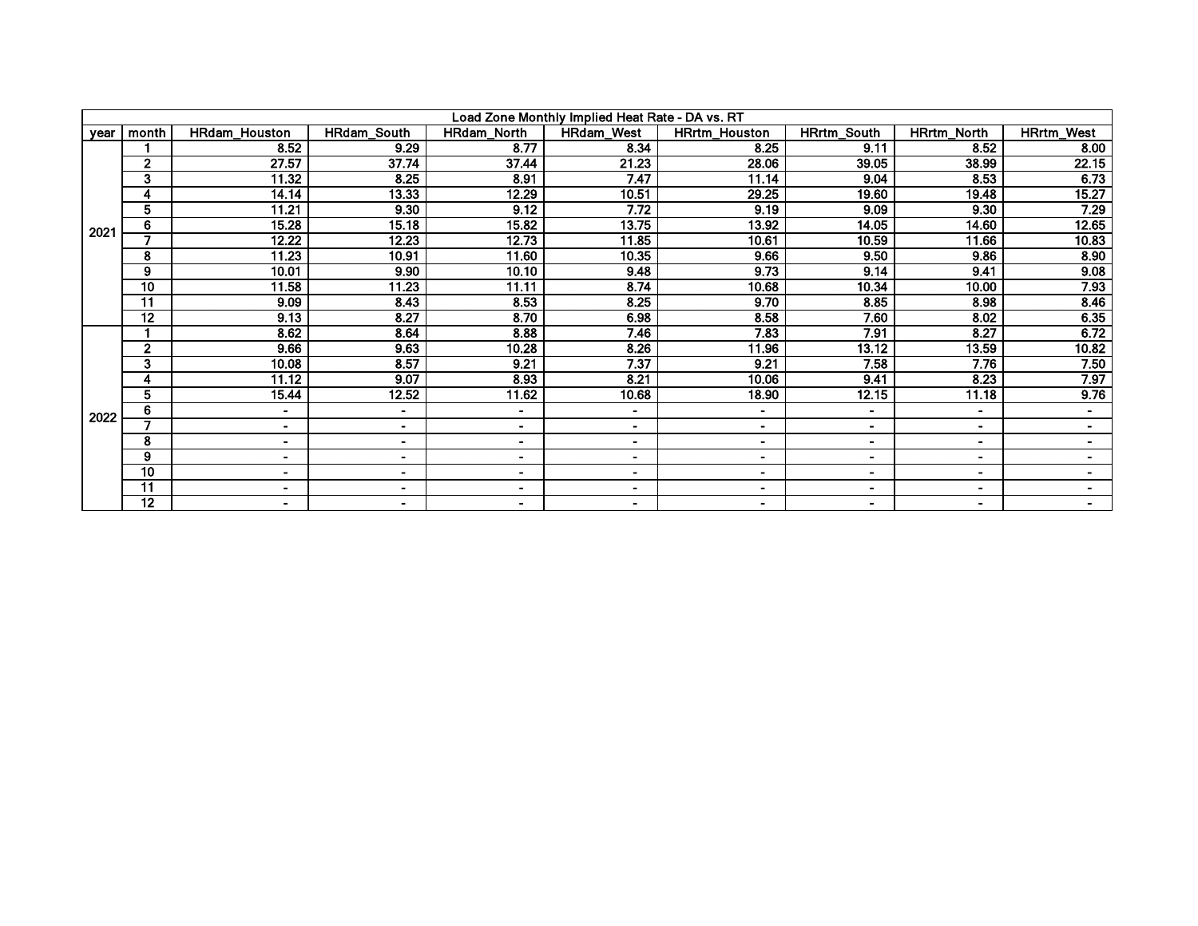| Load Zone Monthly Implied Heat Rate - DA vs. RT | | | | | | | | | |
|---|---|---|---|---|---|---|---|---|---|
| year | month | HRdam_Houston | HRdam_South | HRdam_North | HRdam_West | HRrtm_Houston | HRrtm_South | HRrtm_North | HRrtm_West |
| 2021 | 1 | 8.52 | 9.29 | 8.77 | 8.34 | 8.25 | 9.11 | 8.52 | 8.00 |
| | 2 | 27.57 | 37.74 | 37.44 | 21.23 | 28.06 | 39.05 | 38.99 | 22.15 |
| | 3 | 11.32 | 8.25 | 8.91 | 7.47 | 11.14 | 9.04 | 8.53 | 6.73 |
| | 4 | 14.14 | 13.33 | 12.29 | 10.51 | 29.25 | 19.60 | 19.48 | 15.27 |
| | 5 | 11.21 | 9.30 | 9.12 | 7.72 | 9.19 | 9.09 | 9.30 | 7.29 |
| | 6 | 15.28 | 15.18 | 15.82 | 13.75 | 13.92 | 14.05 | 14.60 | 12.65 |
| | 7 | 12.22 | 12.23 | 12.73 | 11.85 | 10.61 | 10.59 | 11.66 | 10.83 |
| | 8 | 11.23 | 10.91 | 11.60 | 10.35 | 9.66 | 9.50 | 9.86 | 8.90 |
| | 9 | 10.01 | 9.90 | 10.10 | 9.48 | 9.73 | 9.14 | 9.41 | 9.08 |
| | 10 | 11.58 | 11.23 | 11.11 | 8.74 | 10.68 | 10.34 | 10.00 | 7.93 |
| | 11 | 9.09 | 8.43 | 8.53 | 8.25 | 9.70 | 8.85 | 8.98 | 8.46 |
| | 12 | 9.13 | 8.27 | 8.70 | 6.98 | 8.58 | 7.60 | 8.02 | 6.35 |
| 2022 | 1 | 8.62 | 8.64 | 8.88 | 7.46 | 7.83 | 7.91 | 8.27 | 6.72 |
| | 2 | 9.66 | 9.63 | 10.28 | 8.26 | 11.96 | 13.12 | 13.59 | 10.82 |
| | 3 | 10.08 | 8.57 | 9.21 | 7.37 | 9.21 | 7.58 | 7.76 | 7.50 |
| | 4 | 11.12 | 9.07 | 8.93 | 8.21 | 10.06 | 9.41 | 8.23 | 7.97 |
| | 5 | 15.44 | 12.52 | 11.62 | 10.68 | 18.90 | 12.15 | 11.18 | 9.76 |
| | 6 | - | - | - | - | - | - | - | - |
| | 7 | - | - | - | - | - | - | - | - |
| | 8 | - | - | - | - | - | - | - | - |
| | 9 | - | - | - | - | - | - | - | - |
| | 10 | - | - | - | - | - | - | - | - |
| | 11 | - | - | - | - | - | - | - | - |
| | 12 | - | - | - | - | - | - | - | - |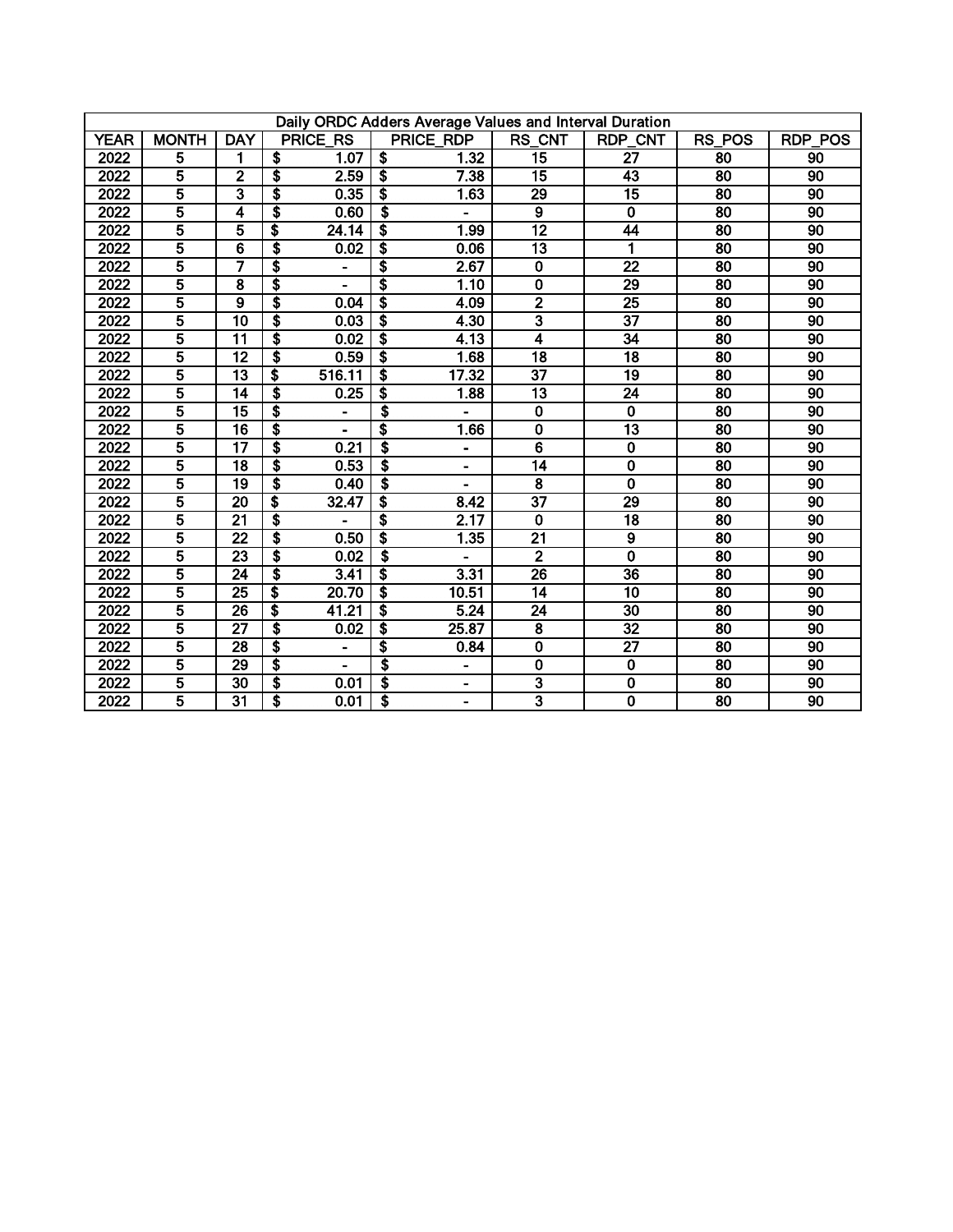| Daily ORDC Adders Average Values and Interval Duration | | | | | | | | |
|---|---|---|---|---|---|---|---|---|
| YEAR | MONTH | DAY | PRICE_RS | PRICE_RDP | RS_CNT | RDP_CNT | RS_POS | RDP_POS |
| 2022 | 5 | 1 | $ 1.07 | $ 1.32 | 15 | 27 | 80 | 90 |
| 2022 | 5 | 2 | $ 2.59 | $ 7.38 | 15 | 43 | 80 | 90 |
| 2022 | 5 | 3 | $ 0.35 | $ 1.63 | 29 | 15 | 80 | 90 |
| 2022 | 5 | 4 | $ 0.60 | $ - | 9 | 0 | 80 | 90 |
| 2022 | 5 | 5 | $ 24.14 | $ 1.99 | 12 | 44 | 80 | 90 |
| 2022 | 5 | 6 | $ 0.02 | $ 0.06 | 13 | 1 | 80 | 90 |
| 2022 | 5 | 7 | $ - | $ 2.67 | 0 | 22 | 80 | 90 |
| 2022 | 5 | 8 | $ - | $ 1.10 | 0 | 29 | 80 | 90 |
| 2022 | 5 | 9 | $ 0.04 | $ 4.09 | 2 | 25 | 80 | 90 |
| 2022 | 5 | 10 | $ 0.03 | $ 4.30 | 3 | 37 | 80 | 90 |
| 2022 | 5 | 11 | $ 0.02 | $ 4.13 | 4 | 34 | 80 | 90 |
| 2022 | 5 | 12 | $ 0.59 | $ 1.68 | 18 | 18 | 80 | 90 |
| 2022 | 5 | 13 | $ 516.11 | $ 17.32 | 37 | 19 | 80 | 90 |
| 2022 | 5 | 14 | $ 0.25 | $ 1.88 | 13 | 24 | 80 | 90 |
| 2022 | 5 | 15 | $ - | $ - | 0 | 0 | 80 | 90 |
| 2022 | 5 | 16 | $ - | $ 1.66 | 0 | 13 | 80 | 90 |
| 2022 | 5 | 17 | $ 0.21 | $ - | 6 | 0 | 80 | 90 |
| 2022 | 5 | 18 | $ 0.53 | $ - | 14 | 0 | 80 | 90 |
| 2022 | 5 | 19 | $ 0.40 | $ - | 8 | 0 | 80 | 90 |
| 2022 | 5 | 20 | $ 32.47 | $ 8.42 | 37 | 29 | 80 | 90 |
| 2022 | 5 | 21 | $ - | $ 2.17 | 0 | 18 | 80 | 90 |
| 2022 | 5 | 22 | $ 0.50 | $ 1.35 | 21 | 9 | 80 | 90 |
| 2022 | 5 | 23 | $ 0.02 | $ - | 2 | 0 | 80 | 90 |
| 2022 | 5 | 24 | $ 3.41 | $ 3.31 | 26 | 36 | 80 | 90 |
| 2022 | 5 | 25 | $ 20.70 | $ 10.51 | 14 | 10 | 80 | 90 |
| 2022 | 5 | 26 | $ 41.21 | $ 5.24 | 24 | 30 | 80 | 90 |
| 2022 | 5 | 27 | $ 0.02 | $ 25.87 | 8 | 32 | 80 | 90 |
| 2022 | 5 | 28 | $ - | $ 0.84 | 0 | 27 | 80 | 90 |
| 2022 | 5 | 29 | $ - | $ - | 0 | 0 | 80 | 90 |
| 2022 | 5 | 30 | $ 0.01 | $ - | 3 | 0 | 80 | 90 |
| 2022 | 5 | 31 | $ 0.01 | $ - | 3 | 0 | 80 | 90 |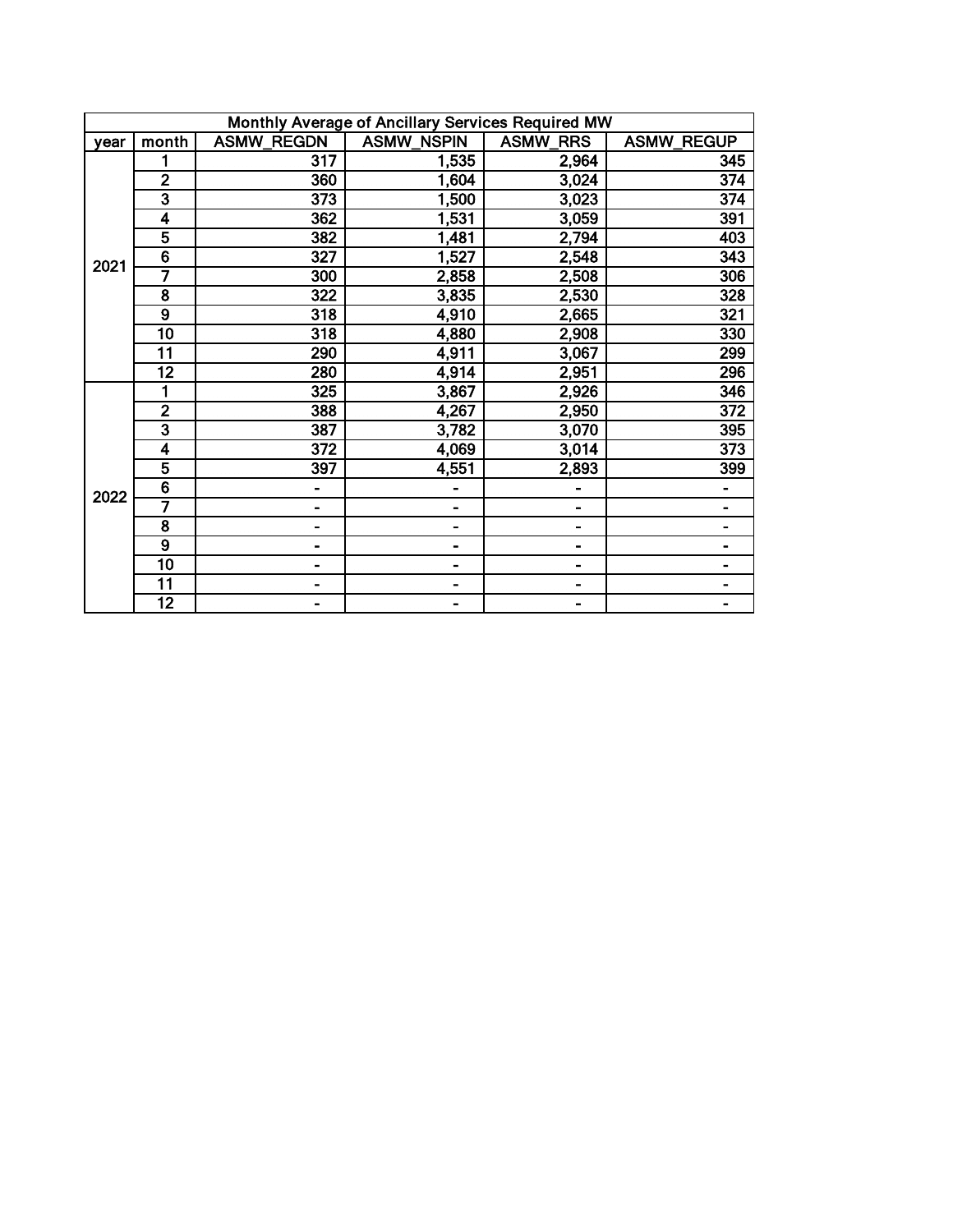| Monthly Average of Ancillary Services Required MW | | | | | |
|---|---|---|---|---|---|
| year | month | ASMW_REGDN | ASMW_NSPIN | ASMW_RRS | ASMW_REGUP |
| 2021 | 1 | 317 | 1,535 | 2,964 | 345 |
| | 2 | 360 | 1,604 | 3,024 | 374 |
| | 3 | 373 | 1,500 | 3,023 | 374 |
| | 4 | 362 | 1,531 | 3,059 | 391 |
| | 5 | 382 | 1,481 | 2,794 | 403 |
| | 6 | 327 | 1,527 | 2,548 | 343 |
| | 7 | 300 | 2,858 | 2,508 | 306 |
| | 8 | 322 | 3,835 | 2,530 | 328 |
| | 9 | 318 | 4,910 | 2,665 | 321 |
| | 10 | 318 | 4,880 | 2,908 | 330 |
| | 11 | 290 | 4,911 | 3,067 | 299 |
| | 12 | 280 | 4,914 | 2,951 | 296 |
| 2022 | 1 | 325 | 3,867 | 2,926 | 346 |
| | 2 | 388 | 4,267 | 2,950 | 372 |
| | 3 | 387 | 3,782 | 3,070 | 395 |
| | 4 | 372 | 4,069 | 3,014 | 373 |
| | 5 | 397 | 4,551 | 2,893 | 399 |
| | 6 | - | - | - | - |
| | 7 | - | - | - | - |
| | 8 | - | - | - | - |
| | 9 | - | - | - | - |
| | 10 | - | - | - | - |
| | 11 | - | - | - | - |
| | 12 | - | - | - | - |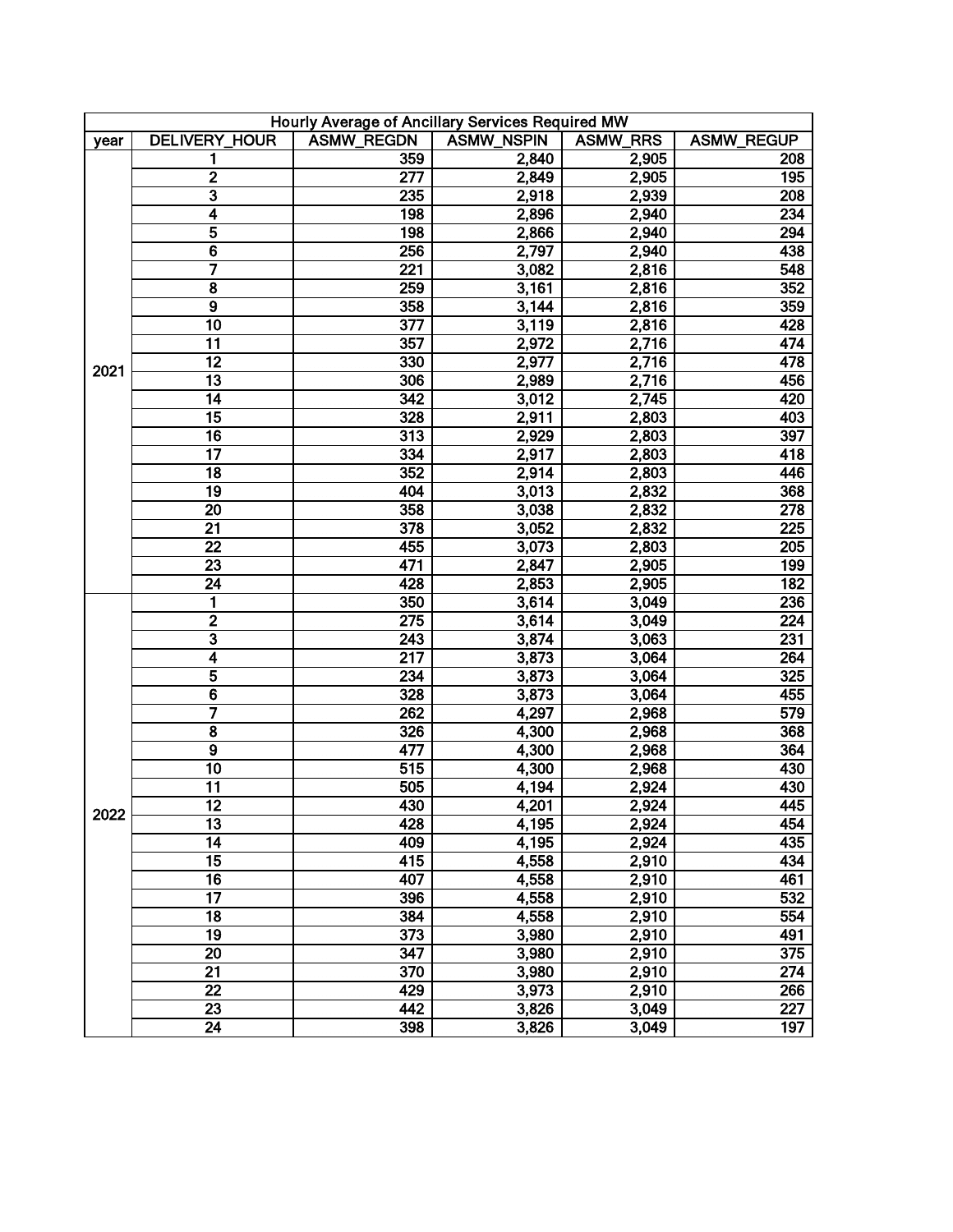| Hourly Average of Ancillary Services Required MW | | | | | |
|---|---|---|---|---|---|
| year | DELIVERY_HOUR | ASMW_REGDN | ASMW_NSPIN | ASMW_RRS | ASMW_REGUP |
| 2021 | 1 | 359 | 2,840 | 2,905 | 208 |
| | 2 | 277 | 2,849 | 2,905 | 195 |
| | 3 | 235 | 2,918 | 2,939 | 208 |
| | 4 | 198 | 2,896 | 2,940 | 234 |
| | 5 | 198 | 2,866 | 2,940 | 294 |
| | 6 | 256 | 2,797 | 2,940 | 438 |
| | 7 | 221 | 3,082 | 2,816 | 548 |
| | 8 | 259 | 3,161 | 2,816 | 352 |
| | 9 | 358 | 3,144 | 2,816 | 359 |
| | 10 | 377 | 3,119 | 2,816 | 428 |
| | 11 | 357 | 2,972 | 2,716 | 474 |
| | 12 | 330 | 2,977 | 2,716 | 478 |
| | 13 | 306 | 2,989 | 2,716 | 456 |
| | 14 | 342 | 3,012 | 2,745 | 420 |
| | 15 | 328 | 2,911 | 2,803 | 403 |
| | 16 | 313 | 2,929 | 2,803 | 397 |
| | 17 | 334 | 2,917 | 2,803 | 418 |
| | 18 | 352 | 2,914 | 2,803 | 446 |
| | 19 | 404 | 3,013 | 2,832 | 368 |
| | 20 | 358 | 3,038 | 2,832 | 278 |
| | 21 | 378 | 3,052 | 2,832 | 225 |
| | 22 | 455 | 3,073 | 2,803 | 205 |
| | 23 | 471 | 2,847 | 2,905 | 199 |
| | 24 | 428 | 2,853 | 2,905 | 182 |
| 2022 | 1 | 350 | 3,614 | 3,049 | 236 |
| | 2 | 275 | 3,614 | 3,049 | 224 |
| | 3 | 243 | 3,874 | 3,063 | 231 |
| | 4 | 217 | 3,873 | 3,064 | 264 |
| | 5 | 234 | 3,873 | 3,064 | 325 |
| | 6 | 328 | 3,873 | 3,064 | 455 |
| | 7 | 262 | 4,297 | 2,968 | 579 |
| | 8 | 326 | 4,300 | 2,968 | 368 |
| | 9 | 477 | 4,300 | 2,968 | 364 |
| | 10 | 515 | 4,300 | 2,968 | 430 |
| | 11 | 505 | 4,194 | 2,924 | 430 |
| | 12 | 430 | 4,201 | 2,924 | 445 |
| | 13 | 428 | 4,195 | 2,924 | 454 |
| | 14 | 409 | 4,195 | 2,924 | 435 |
| | 15 | 415 | 4,558 | 2,910 | 434 |
| | 16 | 407 | 4,558 | 2,910 | 461 |
| | 17 | 396 | 4,558 | 2,910 | 532 |
| | 18 | 384 | 4,558 | 2,910 | 554 |
| | 19 | 373 | 3,980 | 2,910 | 491 |
| | 20 | 347 | 3,980 | 2,910 | 375 |
| | 21 | 370 | 3,980 | 2,910 | 274 |
| | 22 | 429 | 3,973 | 2,910 | 266 |
| | 23 | 442 | 3,826 | 3,049 | 227 |
| | 24 | 398 | 3,826 | 3,049 | 197 |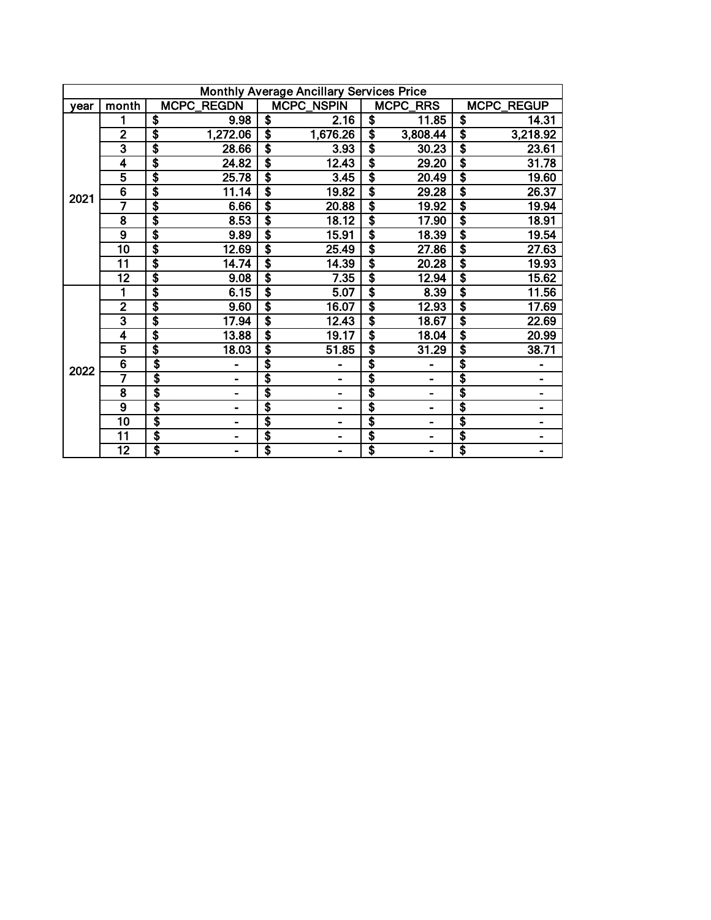| Monthly Average Ancillary Services Price | | | | | |
|---|---|---|---|---|---|
| year | month | MCPC_REGDN | MCPC_NSPIN | MCPC_RRS | MCPC_REGUP |
| 2021 | 1 | $ 9.98 | $ 2.16 | $ 11.85 | $ 14.31 |
| | 2 | $ 1,272.06 | $ 1,676.26 | $ 3,808.44 | $ 3,218.92 |
| | 3 | $ 28.66 | $ 3.93 | $ 30.23 | $ 23.61 |
| | 4 | $ 24.82 | $ 12.43 | $ 29.20 | $ 31.78 |
| | 5 | $ 25.78 | $ 3.45 | $ 20.49 | $ 19.60 |
| | 6 | $ 11.14 | $ 19.82 | $ 29.28 | $ 26.37 |
| | 7 | $ 6.66 | $ 20.88 | $ 19.92 | $ 19.94 |
| | 8 | $ 8.53 | $ 18.12 | $ 17.90 | $ 18.91 |
| | 9 | $ 9.89 | $ 15.91 | $ 18.39 | $ 19.54 |
| | 10 | $ 12.69 | $ 25.49 | $ 27.86 | $ 27.63 |
| | 11 | $ 14.74 | $ 14.39 | $ 20.28 | $ 19.93 |
| | 12 | $ 9.08 | $ 7.35 | $ 12.94 | $ 15.62 |
| 2022 | 1 | $ 6.15 | $ 5.07 | $ 8.39 | $ 11.56 |
| | 2 | $ 9.60 | $ 16.07 | $ 12.93 | $ 17.69 |
| | 3 | $ 17.94 | $ 12.43 | $ 18.67 | $ 22.69 |
| | 4 | $ 13.88 | $ 19.17 | $ 18.04 | $ 20.99 |
| | 5 | $ 18.03 | $ 51.85 | $ 31.29 | $ 38.71 |
| | 6 | $ - | $ - | $ - | $ - |
| | 7 | $ - | $ - | $ - | $ - |
| | 8 | $ - | $ - | $ - | $ - |
| | 9 | $ - | $ - | $ - | $ - |
| | 10 | $ - | $ - | $ - | $ - |
| | 11 | $ - | $ - | $ - | $ - |
| | 12 | $ - | $ - | $ - | $ - |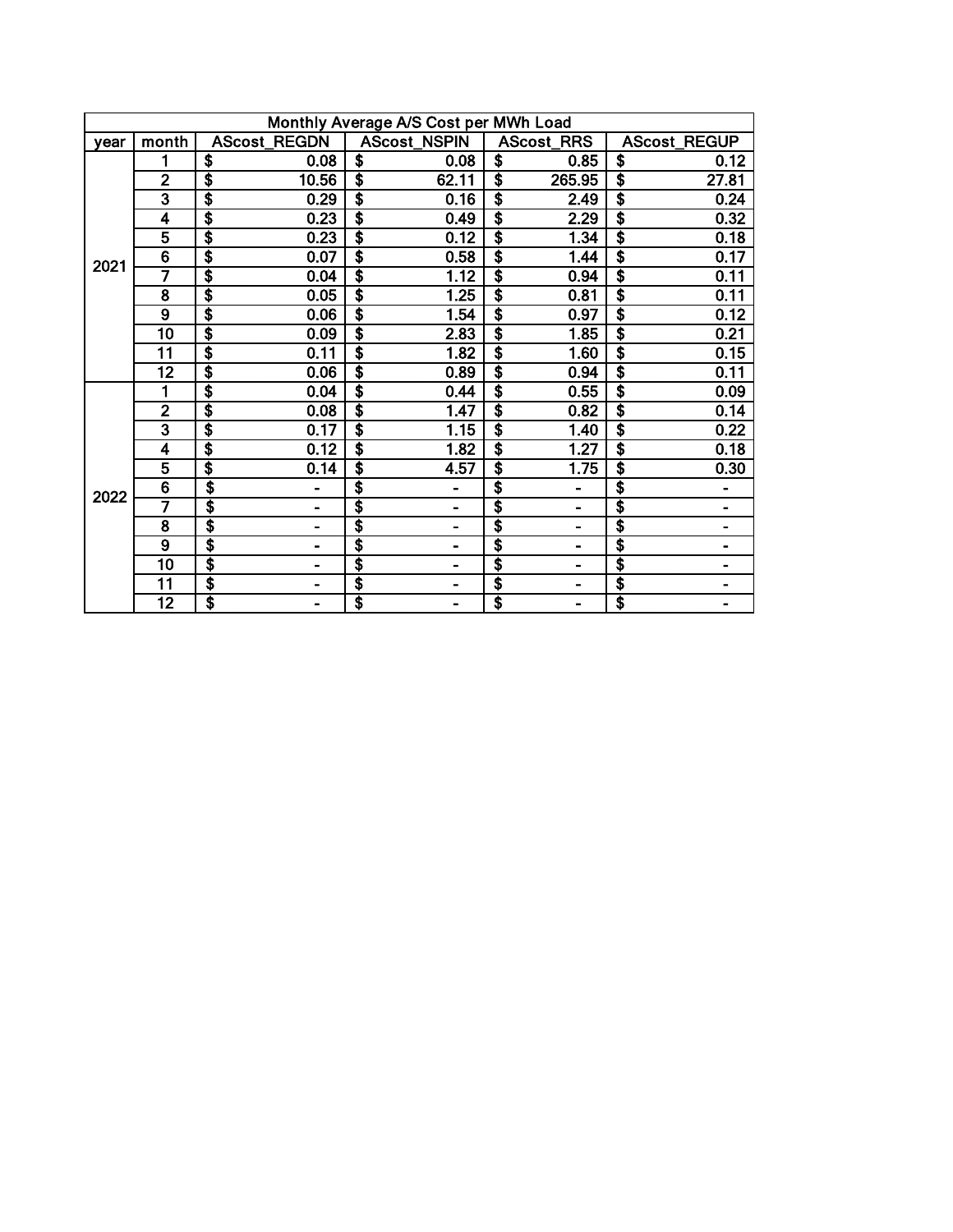| Monthly Average A/S Cost per MWh Load | | | | | |
|---|---|---|---|---|---|
| year | month | AScost_REGDN | AScost_NSPIN | AScost_RRS | AScost_REGUP |
| 2021 | 1 | $ 0.08 | $ 0.08 | $ 0.85 | $ 0.12 |
| | 2 | $ 10.56 | $ 62.11 | $ 265.95 | $ 27.81 |
| | 3 | $ 0.29 | $ 0.16 | $ 2.49 | $ 0.24 |
| | 4 | $ 0.23 | $ 0.49 | $ 2.29 | $ 0.32 |
| | 5 | $ 0.23 | $ 0.12 | $ 1.34 | $ 0.18 |
| | 6 | $ 0.07 | $ 0.58 | $ 1.44 | $ 0.17 |
| | 7 | $ 0.04 | $ 1.12 | $ 0.94 | $ 0.11 |
| | 8 | $ 0.05 | $ 1.25 | $ 0.81 | $ 0.11 |
| | 9 | $ 0.06 | $ 1.54 | $ 0.97 | $ 0.12 |
| | 10 | $ 0.09 | $ 2.83 | $ 1.85 | $ 0.21 |
| | 11 | $ 0.11 | $ 1.82 | $ 1.60 | $ 0.15 |
| | 12 | $ 0.06 | $ 0.89 | $ 0.94 | $ 0.11 |
| 2022 | 1 | $ 0.04 | $ 0.44 | $ 0.55 | $ 0.09 |
| | 2 | $ 0.08 | $ 1.47 | $ 0.82 | $ 0.14 |
| | 3 | $ 0.17 | $ 1.15 | $ 1.40 | $ 0.22 |
| | 4 | $ 0.12 | $ 1.82 | $ 1.27 | $ 0.18 |
| | 5 | $ 0.14 | $ 4.57 | $ 1.75 | $ 0.30 |
| | 6 | $ - | $ - | $ - | $ - |
| | 7 | $ - | $ - | $ - | $ - |
| | 8 | $ - | $ - | $ - | $ - |
| | 9 | $ - | $ - | $ - | $ - |
| | 10 | $ - | $ - | $ - | $ - |
| | 11 | $ - | $ - | $ - | $ - |
| | 12 | $ - | $ - | $ - | $ - |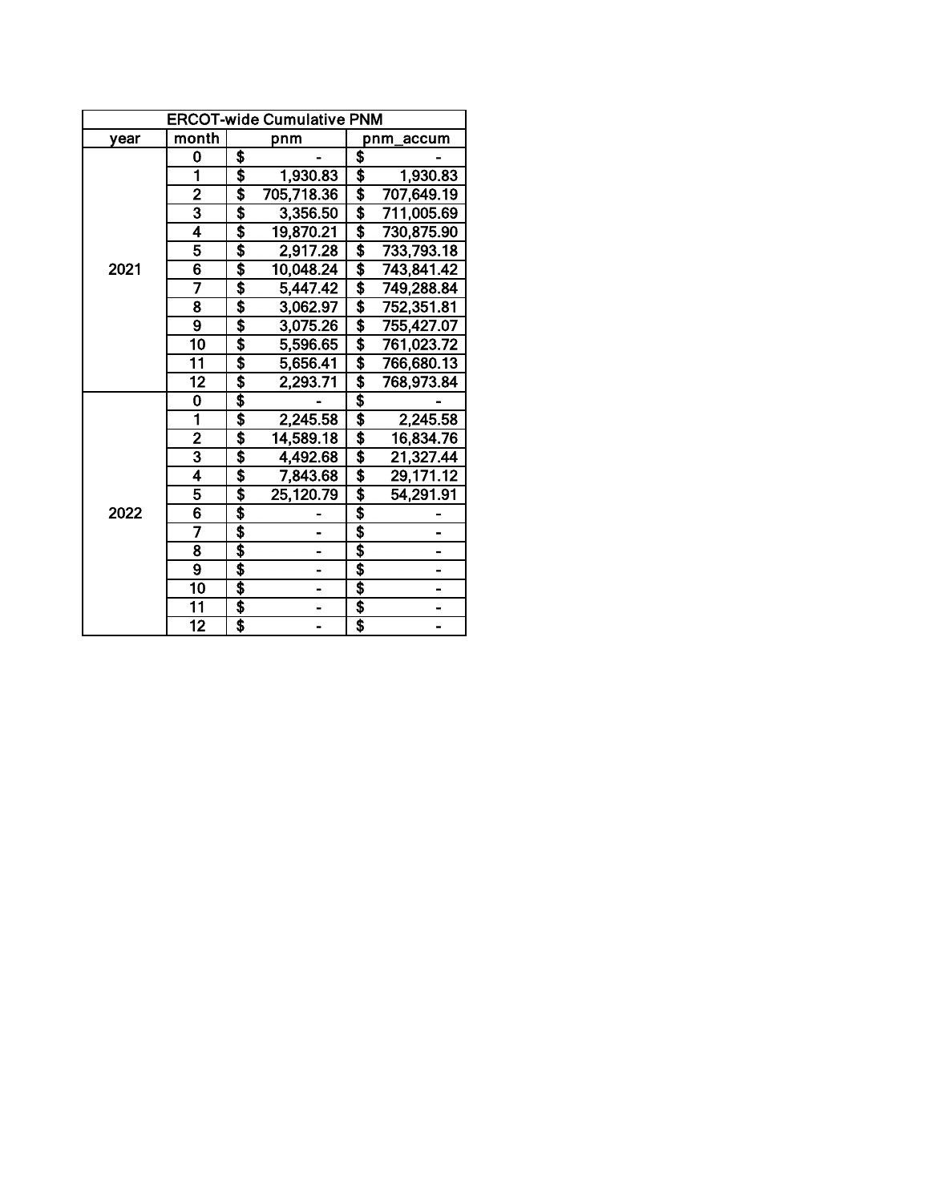| ERCOT-wide Cumulative PNM | | | |
|---|---|---|---|
| year | month | pnm | pnm_accum |
| 2021 | 0 | $ - | $ - |
| | 1 | $ 1,930.83 | $ 1,930.83 |
| | 2 | $ 705,718.36 | $ 707,649.19 |
| | 3 | $ 3,356.50 | $ 711,005.69 |
| | 4 | $ 19,870.21 | $ 730,875.90 |
| | 5 | $ 2,917.28 | $ 733,793.18 |
| | 6 | $ 10,048.24 | $ 743,841.42 |
| | 7 | $ 5,447.42 | $ 749,288.84 |
| | 8 | $ 3,062.97 | $ 752,351.81 |
| | 9 | $ 3,075.26 | $ 755,427.07 |
| | 10 | $ 5,596.65 | $ 761,023.72 |
| | 11 | $ 5,656.41 | $ 766,680.13 |
| | 12 | $ 2,293.71 | $ 768,973.84 |
| 2022 | 0 | $ - | $ - |
| | 1 | $ 2,245.58 | $ 2,245.58 |
| | 2 | $ 14,589.18 | $ 16,834.76 |
| | 3 | $ 4,492.68 | $ 21,327.44 |
| | 4 | $ 7,843.68 | $ 29,171.12 |
| | 5 | $ 25,120.79 | $ 54,291.91 |
| | 6 | $ - | $ - |
| | 7 | $ - | $ - |
| | 8 | $ - | $ - |
| | 9 | $ - | $ - |
| | 10 | $ - | $ - |
| | 11 | $ - | $ - |
| | 12 | $ - | $ - |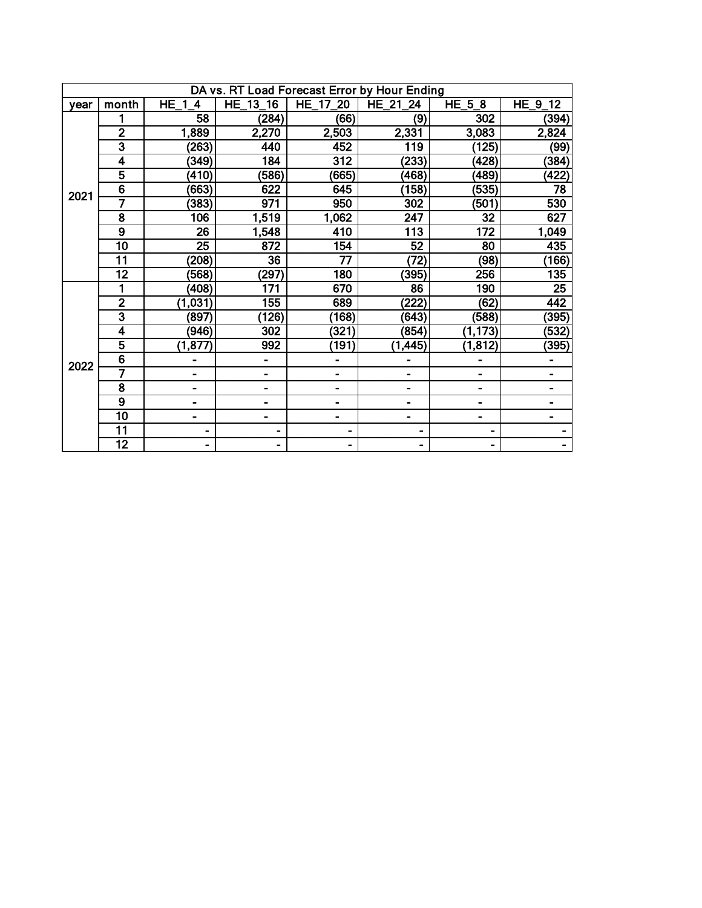| DA vs. RT Load Forecast Error by Hour Ending | | | | | | | |
|---|---|---|---|---|---|---|---|
| year | month | HE_1_4 | HE_13_16 | HE_17_20 | HE_21_24 | HE_5_8 | HE_9_12 |
| 2021 | 1 | 58 | (284) | (66) | (9) | 302 | (394) |
| | 2 | 1,889 | 2,270 | 2,503 | 2,331 | 3,083 | 2,824 |
| | 3 | (263) | 440 | 452 | 119 | (125) | (99) |
| | 4 | (349) | 184 | 312 | (233) | (428) | (384) |
| | 5 | (410) | (586) | (665) | (468) | (489) | (422) |
| | 6 | (663) | 622 | 645 | (158) | (535) | 78 |
| | 7 | (383) | 971 | 950 | 302 | (501) | 530 |
| | 8 | 106 | 1,519 | 1,062 | 247 | 32 | 627 |
| | 9 | 26 | 1,548 | 410 | 113 | 172 | 1,049 |
| | 10 | 25 | 872 | 154 | 52 | 80 | 435 |
| | 11 | (208) | 36 | 77 | (72) | (98) | (166) |
| | 12 | (568) | (297) | 180 | (395) | 256 | 135 |
| 2022 | 1 | (408) | 171 | 670 | 86 | 190 | 25 |
| | 2 | (1,031) | 155 | 689 | (222) | (62) | 442 |
| | 3 | (897) | (126) | (168) | (643) | (588) | (395) |
| | 4 | (946) | 302 | (321) | (854) | (1,173) | (532) |
| | 5 | (1,877) | 992 | (191) | (1,445) | (1,812) | (395) |
| | 6 | - | - | - | - | - | - |
| | 7 | - | - | - | - | - | - |
| | 8 | - | - | - | - | - | - |
| | 9 | - | - | - | - | - | - |
| | 10 | - | - | - | - | - | - |
| | 11 | - | - | - | - | - | - |
| | 12 | - | - | - | - | - | - |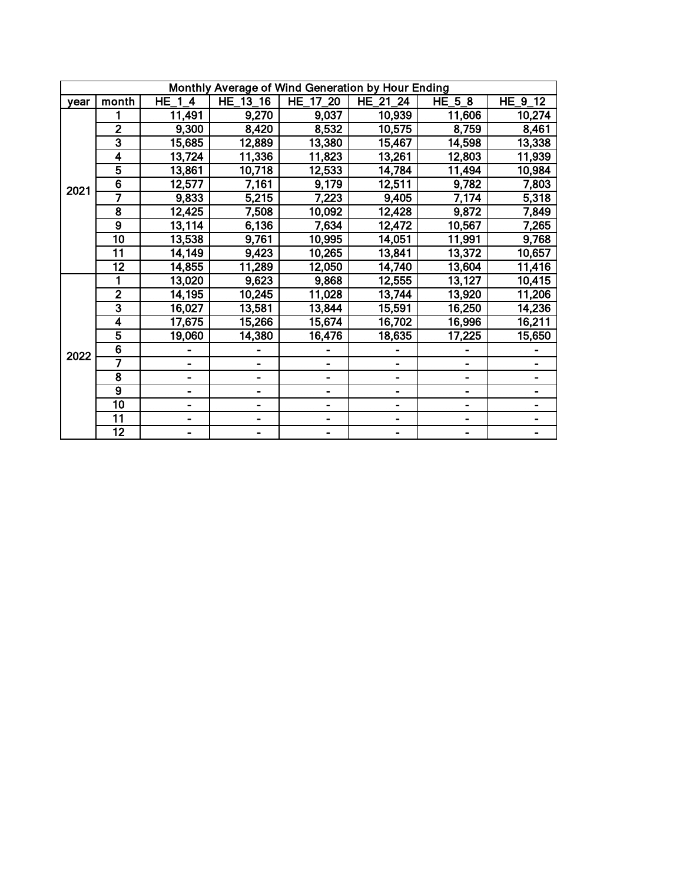| Monthly Average of Wind Generation by Hour Ending | | | | | | | |
|---|---|---|---|---|---|---|---|
| year | month | HE_1_4 | HE_13_16 | HE_17_20 | HE_21_24 | HE_5_8 | HE_9_12 |
| 2021 | 1 | 11,491 | 9,270 | 9,037 | 10,939 | 11,606 | 10,274 |
| | 2 | 9,300 | 8,420 | 8,532 | 10,575 | 8,759 | 8,461 |
| | 3 | 15,685 | 12,889 | 13,380 | 15,467 | 14,598 | 13,338 |
| | 4 | 13,724 | 11,336 | 11,823 | 13,261 | 12,803 | 11,939 |
| | 5 | 13,861 | 10,718 | 12,533 | 14,784 | 11,494 | 10,984 |
| | 6 | 12,577 | 7,161 | 9,179 | 12,511 | 9,782 | 7,803 |
| | 7 | 9,833 | 5,215 | 7,223 | 9,405 | 7,174 | 5,318 |
| | 8 | 12,425 | 7,508 | 10,092 | 12,428 | 9,872 | 7,849 |
| | 9 | 13,114 | 6,136 | 7,634 | 12,472 | 10,567 | 7,265 |
| | 10 | 13,538 | 9,761 | 10,995 | 14,051 | 11,991 | 9,768 |
| | 11 | 14,149 | 9,423 | 10,265 | 13,841 | 13,372 | 10,657 |
| | 12 | 14,855 | 11,289 | 12,050 | 14,740 | 13,604 | 11,416 |
| 2022 | 1 | 13,020 | 9,623 | 9,868 | 12,555 | 13,127 | 10,415 |
| | 2 | 14,195 | 10,245 | 11,028 | 13,744 | 13,920 | 11,206 |
| | 3 | 16,027 | 13,581 | 13,844 | 15,591 | 16,250 | 14,236 |
| | 4 | 17,675 | 15,266 | 15,674 | 16,702 | 16,996 | 16,211 |
| | 5 | 19,060 | 14,380 | 16,476 | 18,635 | 17,225 | 15,650 |
| | 6 | - | - | - | - | - | - |
| | 7 | - | - | - | - | - | - |
| | 8 | - | - | - | - | - | - |
| | 9 | - | - | - | - | - | - |
| | 10 | - | - | - | - | - | - |
| | 11 | - | - | - | - | - | - |
| | 12 | - | - | - | - | - | - |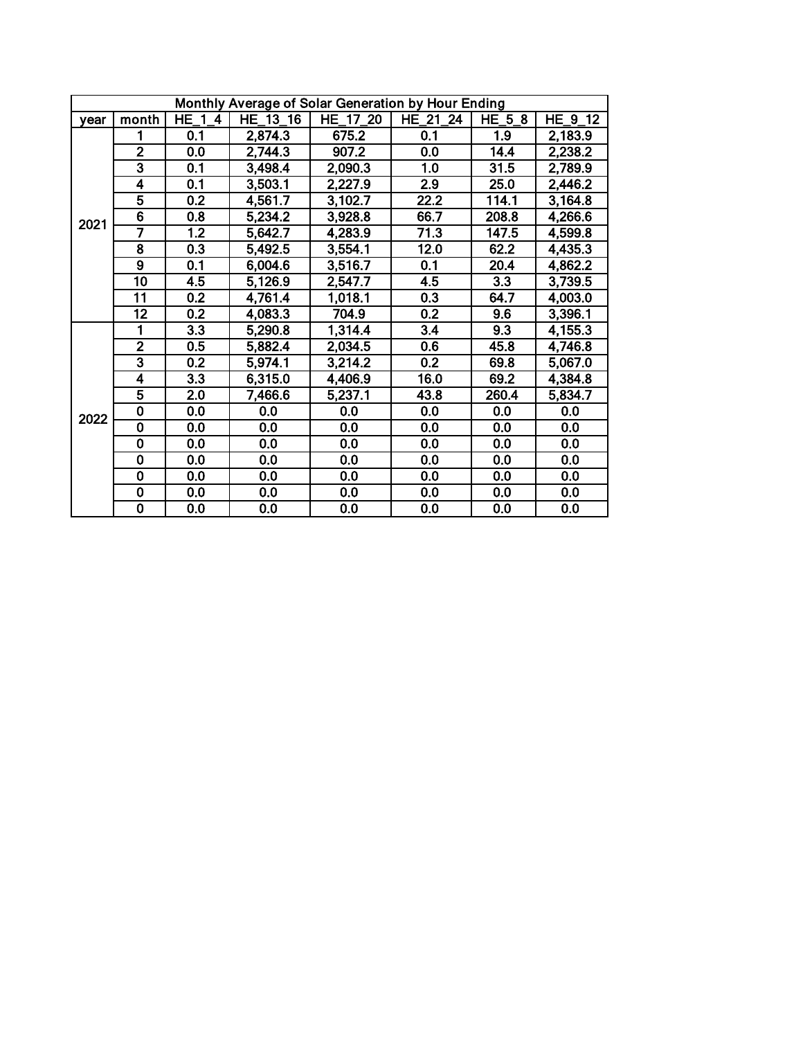| Monthly Average of Solar Generation by Hour Ending | | | | | | | |
|---|---|---|---|---|---|---|---|
| year | month | HE_1_4 | HE_13_16 | HE_17_20 | HE_21_24 | HE_5_8 | HE_9_12 |
| 2021 | 1 | 0.1 | 2,874.3 | 675.2 | 0.1 | 1.9 | 2,183.9 |
| | 2 | 0.0 | 2,744.3 | 907.2 | 0.0 | 14.4 | 2,238.2 |
| | 3 | 0.1 | 3,498.4 | 2,090.3 | 1.0 | 31.5 | 2,789.9 |
| | 4 | 0.1 | 3,503.1 | 2,227.9 | 2.9 | 25.0 | 2,446.2 |
| | 5 | 0.2 | 4,561.7 | 3,102.7 | 22.2 | 114.1 | 3,164.8 |
| | 6 | 0.8 | 5,234.2 | 3,928.8 | 66.7 | 208.8 | 4,266.6 |
| | 7 | 1.2 | 5,642.7 | 4,283.9 | 71.3 | 147.5 | 4,599.8 |
| | 8 | 0.3 | 5,492.5 | 3,554.1 | 12.0 | 62.2 | 4,435.3 |
| | 9 | 0.1 | 6,004.6 | 3,516.7 | 0.1 | 20.4 | 4,862.2 |
| | 10 | 4.5 | 5,126.9 | 2,547.7 | 4.5 | 3.3 | 3,739.5 |
| | 11 | 0.2 | 4,761.4 | 1,018.1 | 0.3 | 64.7 | 4,003.0 |
| | 12 | 0.2 | 4,083.3 | 704.9 | 0.2 | 9.6 | 3,396.1 |
| 2022 | 1 | 3.3 | 5,290.8 | 1,314.4 | 3.4 | 9.3 | 4,155.3 |
| | 2 | 0.5 | 5,882.4 | 2,034.5 | 0.6 | 45.8 | 4,746.8 |
| | 3 | 0.2 | 5,974.1 | 3,214.2 | 0.2 | 69.8 | 5,067.0 |
| | 4 | 3.3 | 6,315.0 | 4,406.9 | 16.0 | 69.2 | 4,384.8 |
| | 5 | 2.0 | 7,466.6 | 5,237.1 | 43.8 | 260.4 | 5,834.7 |
| | 0 | 0.0 | 0.0 | 0.0 | 0.0 | 0.0 | 0.0 |
| | 0 | 0.0 | 0.0 | 0.0 | 0.0 | 0.0 | 0.0 |
| | 0 | 0.0 | 0.0 | 0.0 | 0.0 | 0.0 | 0.0 |
| | 0 | 0.0 | 0.0 | 0.0 | 0.0 | 0.0 | 0.0 |
| | 0 | 0.0 | 0.0 | 0.0 | 0.0 | 0.0 | 0.0 |
| | 0 | 0.0 | 0.0 | 0.0 | 0.0 | 0.0 | 0.0 |
| | 0 | 0.0 | 0.0 | 0.0 | 0.0 | 0.0 | 0.0 |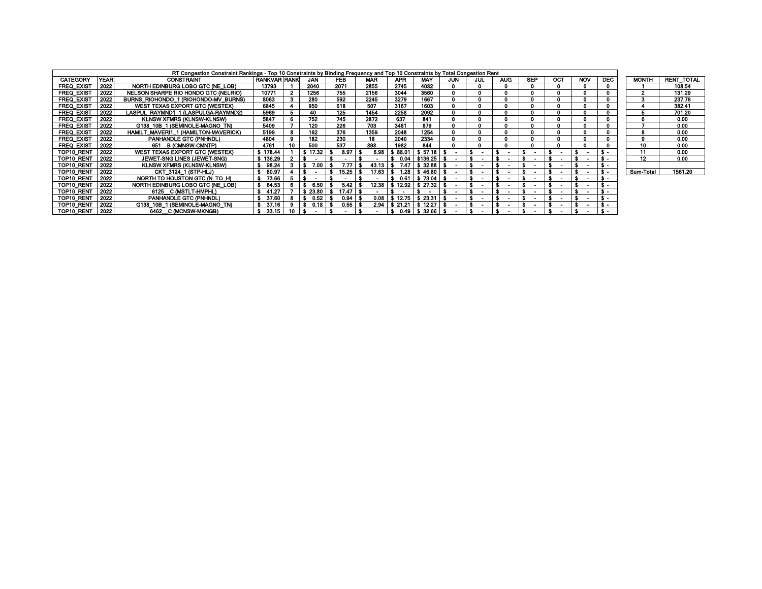RT Congestion Constraint Rankings - Top 10 Constraints by Binding Frequency and Top 10 Constraints by Total Congestion Rent

| CATEGORY | YEAR | CONSTRAINT | RANKVAR | RANK | JAN | FEB | MAR | APR | MAY | JUN | JUL | AUG | SEP | OCT | NOV | DEC |
|---|---|---|---|---|---|---|---|---|---|---|---|---|---|---|---|---|
| FREQ_EXIST | 2022 | NORTH EDINBURG LOBO GTC (NE_LOB) | 13793 | 1 | 2040 | 2071 | 2855 | 2745 | 4082 | 0 | 0 | 0 | 0 | 0 | 0 | 0 |
| FREQ_EXIST | 2022 | NELSON SHARPE RIO HONDO GTC (NELRIO) | 10771 | 2 | 1256 | 755 | 2156 | 3044 | 3560 | 0 | 0 | 0 | 0 | 0 | 0 | 0 |
| FREQ_EXIST | 2022 | BURNS_RIOHONDO_1 (RIOHONDO-MV_BURNS) | 8063 | 3 | 280 | 592 | 2245 | 3279 | 1667 | 0 | 0 | 0 | 0 | 0 | 0 | 0 |
| FREQ_EXIST | 2022 | WEST TEXAS EXPORT GTC (WESTEX) | 6845 | 4 | 950 | 618 | 507 | 3167 | 1603 | 0 | 0 | 0 | 0 | 0 | 0 | 0 |
| FREQ_EXIST | 2022 | LASPUL_RAYMND1_1 (LASPULGA-RAYMND2) | 5969 | 5 | 40 | 125 | 1454 | 2258 | 2092 | 0 | 0 | 0 | 0 | 0 | 0 | 0 |
| FREQ_EXIST | 2022 | KLNSW XFMRS (KLNSW-KLNSW) | 5847 | 6 | 752 | 745 | 2872 | 637 | 841 | 0 | 0 | 0 | 0 | 0 | 0 | 0 |
| FREQ_EXIST | 2022 | G138_10B_1 (SEMINOLE-MAGNO_TN) | 5409 | 7 | 120 | 226 | 703 | 3481 | 879 | 0 | 0 | 0 | 0 | 0 | 0 | 0 |
| FREQ_EXIST | 2022 | HAMILT_MAVERI1_1 (HAMILTON-MAVERICK) | 5199 | 8 | 162 | 376 | 1359 | 2048 | 1254 | 0 | 0 | 0 | 0 | 0 | 0 | 0 |
| FREQ_EXIST | 2022 | PANHANDLE GTC (PNHNDL) | 4804 | 9 | 182 | 230 | 18 | 2040 | 2334 | 0 | 0 | 0 | 0 | 0 | 0 | 0 |
| FREQ_EXIST | 2022 | 651__B (CMNSW-CMNTP) | 4761 | 10 | 500 | 537 | 898 | 1982 | 844 | 0 | 0 | 0 | 0 | 0 | 0 | 0 |
| TOP10_RENT | 2022 | WEST TEXAS EXPORT GTC (WESTEX) | $ 178.44 | 1 | $ 17.32 | $ 8.97 | $ 6.98 | $ 88.01 | $ 57.18 | $ - | $ - | $ - | $ - | $ - | $ - | $ - |
| TOP10_RENT | 2022 | JEWET-SNG LINES (JEWET-SNG) | $ 136.29 | 2 | $ - | $ - | $ - | $ 0.04 | $136.25 | $ - | $ - | $ - | $ - | $ - | $ - | $ - |
| TOP10_RENT | 2022 | KLNSW XFMRS (KLNSW-KLNSW) | $ 98.24 | 3 | $ 7.00 | $ 7.77 | $ 43.13 | $ 7.47 | $ 32.88 | $ - | $ - | $ - | $ - | $ - | $ - | $ - |
| TOP10_RENT | 2022 | CKT_3124_1 (STP-HLJ) | $ 80.97 | 4 | $ - | $ 15.25 | $ 17.63 | $ 1.28 | $ 46.80 | $ - | $ - | $ - | $ - | $ - | $ - | $ - |
| TOP10_RENT | 2022 | NORTH TO HOUSTON GTC (N_TO_H) | $ 73.66 | 5 | $ - | $ - | $ - | $ 0.61 | $ 73.04 | $ - | $ - | $ - | $ - | $ - | $ - | $ - |
| TOP10_RENT | 2022 | NORTH EDINBURG LOBO GTC (NE_LOB) | $ 64.53 | 6 | $ 6.50 | $ 5.42 | $ 12.38 | $ 12.92 | $ 27.32 | $ - | $ - | $ - | $ - | $ - | $ - | $ - |
| TOP10_RENT | 2022 | 6125__C (MSTLT-HMPHL) | $ 41.27 | 7 | $ 23.80 | $ 17.47 | $ - | $ - | $ - | $ - | $ - | $ - | $ - | $ - | $ - | $ - |
| TOP10_RENT | 2022 | PANHANDLE GTC (PNHNDL) | $ 37.60 | 8 | $ 0.52 | $ 0.94 | $ 0.08 | $ 12.75 | $ 23.31 | $ - | $ - | $ - | $ - | $ - | $ - | $ - |
| TOP10_RENT | 2022 | G138_10B_1 (SEMINOLE-MAGNO_TN) | $ 37.16 | 9 | $ 0.18 | $ 0.55 | $ 2.94 | $ 21.21 | $ 12.27 | $ - | $ - | $ - | $ - | $ - | $ - | $ - |
| TOP10_RENT | 2022 | 6462__C (MCNSW-MKNGB) | $ 33.15 | 10 | $ - | $ - | $ - | $ 0.49 | $ 32.66 | $ - | $ - | $ - | $ - | $ - | $ - | $ - |

| MONTH | RENT_TOTAL |
|---|---|
| 1 | 108.54 |
| 2 | 131.29 |
| 3 | 237.76 |
| 4 | 382.41 |
| 5 | 701.20 |
| 6 | 0.00 |
| 7 | 0.00 |
| 8 | 0.00 |
| 9 | 0.00 |
| 10 | 0.00 |
| 11 | 0.00 |
| 12 | 0.00 |
| | |
| Sum-Total | 1561.20 |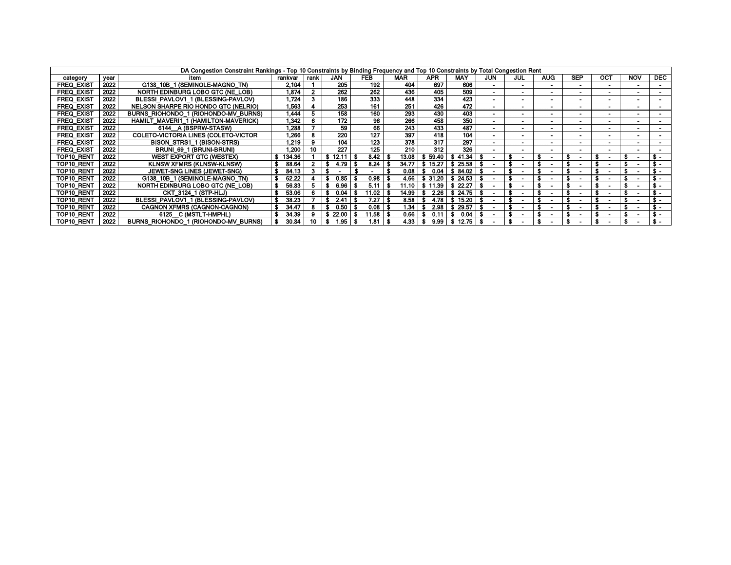| DA Congestion Constraint Rankings - Top 10 Constraints by Binding Frequency and Top 10 Constraints by Total Congestion Rent | | | | | | | | | | | | | | | | | |
|---|---|---|---|---|---|---|---|---|---|---|---|---|---|---|---|---|---|
| category | year | item | rankvar | rank | JAN | FEB | MAR | APR | MAY | JUN | JUL | AUG | SEP | OCT | NOV | DEC |
| FREQ_EXIST | 2022 | G138_10B_1 (SEMINOLE-MAGNO_TN) | 2,104 | 1 | 205 | 192 | 404 | 697 | 606 | - | - | - | - | - | - | - |
| FREQ_EXIST | 2022 | NORTH EDINBURG LOBO GTC (NE_LOB) | 1,874 | 2 | 262 | 262 | 436 | 405 | 509 | - | - | - | - | - | - | - |
| FREQ_EXIST | 2022 | BLESSI_PAVLOV1_1 (BLESSING-PAVLOV) | 1,724 | 3 | 186 | 333 | 448 | 334 | 423 | - | - | - | - | - | - | - |
| FREQ_EXIST | 2022 | NELSON SHARPE RIO HONDO GTC (NELRIO) | 1,563 | 4 | 253 | 161 | 251 | 426 | 472 | - | - | - | - | - | - | - |
| FREQ_EXIST | 2022 | BURNS_RIOHONDO_1 (RIOHONDO-MV_BURNS) | 1,444 | 5 | 158 | 160 | 293 | 430 | 403 | - | - | - | - | - | - | - |
| FREQ_EXIST | 2022 | HAMILT_MAVERI1_1 (HAMILTON-MAVERICK) | 1,342 | 6 | 172 | 96 | 266 | 458 | 350 | - | - | - | - | - | - | - |
| FREQ_EXIST | 2022 | 6144__A (BSPRW-STASW) | 1,288 | 7 | 59 | 66 | 243 | 433 | 487 | - | - | - | - | - | - | - |
| FREQ_EXIST | 2022 | COLETO-VICTORIA LINES (COLETO-VICTOR | 1,266 | 8 | 220 | 127 | 397 | 418 | 104 | - | - | - | - | - | - | - |
| FREQ_EXIST | 2022 | BISON_STRS1_1 (BISON-STRS) | 1,219 | 9 | 104 | 123 | 378 | 317 | 297 | - | - | - | - | - | - | - |
| FREQ_EXIST | 2022 | BRUNI_69_1 (BRUNI-BRUNI) | 1,200 | 10 | 227 | 125 | 210 | 312 | 326 | - | - | - | - | - | - | - |
| TOP10_RENT | 2022 | WEST EXPORT GTC (WESTEX) | $ 134.36 | 1 | $ 12.11 | $ 8.42 | $ 13.08 | $ 59.40 | $ 41.34 | $ - | $ - | $ - | $ - | $ - | $ - | $ - |
| TOP10_RENT | 2022 | KLNSW XFMRS (KLNSW-KLNSW) | $ 88.64 | 2 | $ 4.79 | $ 8.24 | $ 34.77 | $ 15.27 | $ 25.58 | $ - | $ - | $ - | $ - | $ - | $ - | $ - |
| TOP10_RENT | 2022 | JEWET-SNG LINES (JEWET-SNG) | $ 84.13 | 3 | $ - | $ - | $ 0.08 | $ 0.04 | $ 84.02 | $ - | $ - | $ - | $ - | $ - | $ - | $ - |
| TOP10_RENT | 2022 | G138_10B_1 (SEMINOLE-MAGNO_TN) | $ 62.22 | 4 | $ 0.85 | $ 0.98 | $ 4.66 | $ 31.20 | $ 24.53 | $ - | $ - | $ - | $ - | $ - | $ - | $ - |
| TOP10_RENT | 2022 | NORTH EDINBURG LOBO GTC (NE_LOB) | $ 56.83 | 5 | $ 6.96 | $ 5.11 | $ 11.10 | $ 11.39 | $ 22.27 | $ - | $ - | $ - | $ - | $ - | $ - | $ - |
| TOP10_RENT | 2022 | CKT_3124_1 (STP-HLJ) | $ 53.06 | 6 | $ 0.04 | $ 11.02 | $ 14.99 | $ 2.26 | $ 24.75 | $ - | $ - | $ - | $ - | $ - | $ - | $ - |
| TOP10_RENT | 2022 | BLESSI_PAVLOV1_1 (BLESSING-PAVLOV) | $ 38.23 | 7 | $ 2.41 | $ 7.27 | $ 8.58 | $ 4.78 | $ 15.20 | $ - | $ - | $ - | $ - | $ - | $ - | $ - |
| TOP10_RENT | 2022 | CAGNON XFMRS (CAGNON-CAGNON) | $ 34.47 | 8 | $ 0.50 | $ 0.08 | $ 1.34 | $ 2.98 | $ 29.57 | $ - | $ - | $ - | $ - | $ - | $ - | $ - |
| TOP10_RENT | 2022 | 6125__C (MSTLT-HMPHL) | $ 34.39 | 9 | $ 22.00 | $ 11.58 | $ 0.66 | $ 0.11 | $ 0.04 | $ - | $ - | $ - | $ - | $ - | $ - | $ - |
| TOP10_RENT | 2022 | BURNS_RIOHONDO_1 (RIOHONDO-MV_BURNS) | $ 30.84 | 10 | $ 1.95 | $ 1.81 | $ 4.33 | $ 9.99 | $ 12.75 | $ - | $ - | $ - | $ - | $ - | $ - | $ - |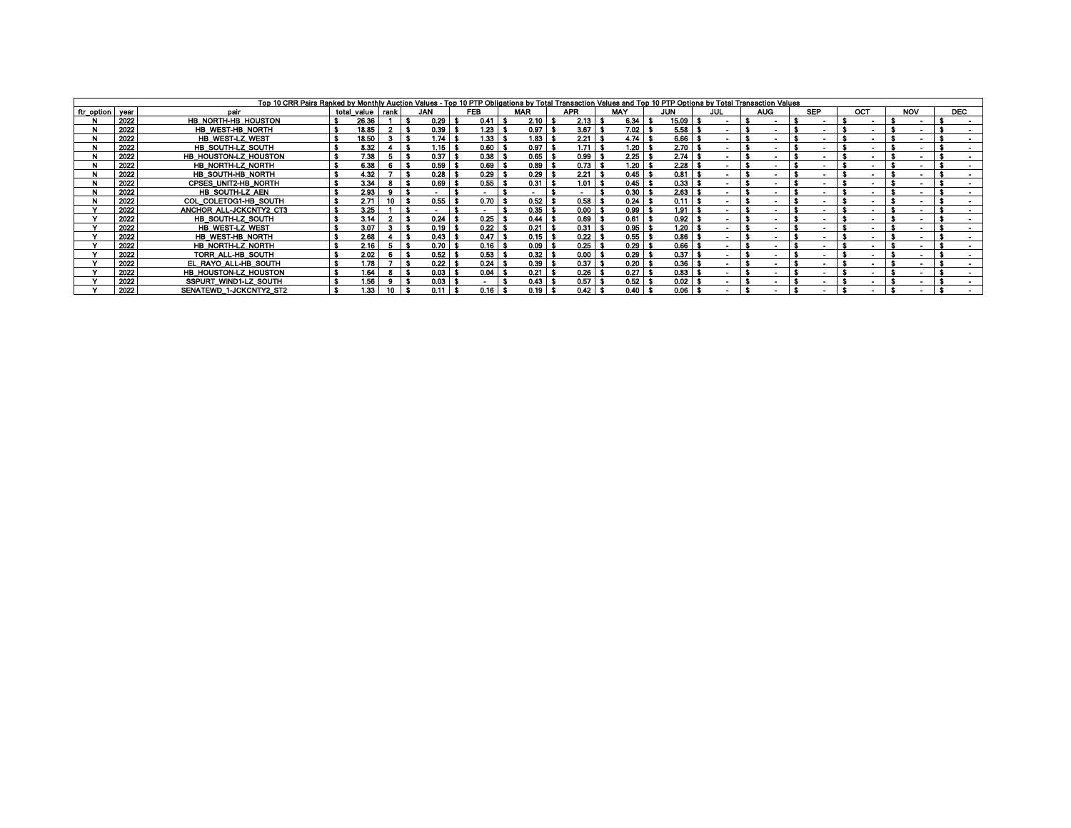| Top 10 CRR Pairs Ranked by Monthly Auction Values - Top 10 PTP Obligations by Total Transaction Values and Top 10 PTP Options by Total Transaction Values | | | | | | | | | | | | | | | | | |
|---|---|---|---|---|---|---|---|---|---|---|---|---|---|---|---|---|---|
| ftr_option | year | pair | total_value | rank | JAN | FEB | MAR | APR | MAY | JUN | JUL | AUG | SEP | OCT | NOV | DEC |
| N | 2022 | HB_NORTH-HB_HOUSTON | $ 26.36 | 1 | $ 0.29 | $ 0.41 | $ 2.10 | $ 2.13 | $ 6.34 | $ 15.09 | $ - | $ - | $ - | $ - | $ - | $ - |
| N | 2022 | HB_WEST-HB_NORTH | $ 18.85 | 2 | $ 0.39 | $ 1.23 | $ 0.97 | $ 3.67 | $ 7.02 | $ 5.58 | $ - | $ - | $ - | $ - | $ - | $ - |
| N | 2022 | HB_WEST-LZ_WEST | $ 18.50 | 3 | $ 1.74 | $ 1.33 | $ 1.83 | $ 2.21 | $ 4.74 | $ 6.66 | $ - | $ - | $ - | $ - | $ - | $ - |
| N | 2022 | HB_SOUTH-LZ_SOUTH | $ 8.32 | 4 | $ 1.15 | $ 0.60 | $ 0.97 | $ 1.71 | $ 1.20 | $ 2.70 | $ - | $ - | $ - | $ - | $ - | $ - |
| N | 2022 | HB_HOUSTON-LZ_HOUSTON | $ 7.38 | 5 | $ 0.37 | $ 0.38 | $ 0.65 | $ 0.99 | $ 2.25 | $ 2.74 | $ - | $ - | $ - | $ - | $ - | $ - |
| N | 2022 | HB_NORTH-LZ_NORTH | $ 6.38 | 6 | $ 0.59 | $ 0.69 | $ 0.89 | $ 0.73 | $ 1.20 | $ 2.28 | $ - | $ - | $ - | $ - | $ - | $ - |
| N | 2022 | HB_SOUTH-HB_NORTH | $ 4.32 | 7 | $ 0.28 | $ 0.29 | $ 0.29 | $ 2.21 | $ 0.45 | $ 0.81 | $ - | $ - | $ - | $ - | $ - | $ - |
| N | 2022 | CPSES_UNIT2-HB_NORTH | $ 3.34 | 8 | $ 0.69 | $ 0.55 | $ 0.31 | $ 1.01 | $ 0.45 | $ 0.33 | $ - | $ - | $ - | $ - | $ - | $ - |
| N | 2022 | HB_SOUTH-LZ_AEN | $ 2.93 | 9 | $ - | $ - | $ - | $ - | $ 0.30 | $ 2.63 | $ - | $ - | $ - | $ - | $ - | $ - |
| N | 2022 | COL_COLETOG1-HB_SOUTH | $ 2.71 | 10 | $ 0.55 | $ 0.70 | $ 0.52 | $ 0.58 | $ 0.24 | $ 0.11 | $ - | $ - | $ - | $ - | $ - | $ - |
| Y | 2022 | ANCHOR_ALL-JCKCNTY2_CT3 | $ 3.25 | 1 | $ - | $ - | $ 0.35 | $ 0.00 | $ 0.99 | $ 1.91 | $ - | $ - | $ - | $ - | $ - | $ - |
| Y | 2022 | HB_SOUTH-LZ_SOUTH | $ 3.14 | 2 | $ 0.24 | $ 0.25 | $ 0.44 | $ 0.69 | $ 0.61 | $ 0.92 | $ - | $ - | $ - | $ - | $ - | $ - |
| Y | 2022 | HB_WEST-LZ_WEST | $ 3.07 | 3 | $ 0.19 | $ 0.22 | $ 0.21 | $ 0.31 | $ 0.95 | $ 1.20 | $ - | $ - | $ - | $ - | $ - | $ - |
| Y | 2022 | HB_WEST-HB_NORTH | $ 2.68 | 4 | $ 0.43 | $ 0.47 | $ 0.15 | $ 0.22 | $ 0.55 | $ 0.86 | $ - | $ - | $ - | $ - | $ - | $ - |
| Y | 2022 | HB_NORTH-LZ_NORTH | $ 2.16 | 5 | $ 0.70 | $ 0.16 | $ 0.09 | $ 0.25 | $ 0.29 | $ 0.66 | $ - | $ - | $ - | $ - | $ - | $ - |
| Y | 2022 | TORR_ALL-HB_SOUTH | $ 2.02 | 6 | $ 0.52 | $ 0.53 | $ 0.32 | $ 0.00 | $ 0.29 | $ 0.37 | $ - | $ - | $ - | $ - | $ - | $ - |
| Y | 2022 | EL_RAYO_ALL-HB_SOUTH | $ 1.78 | 7 | $ 0.22 | $ 0.24 | $ 0.39 | $ 0.37 | $ 0.20 | $ 0.36 | $ - | $ - | $ - | $ - | $ - | $ - |
| Y | 2022 | HB_HOUSTON-LZ_HOUSTON | $ 1.64 | 8 | $ 0.03 | $ 0.04 | $ 0.21 | $ 0.26 | $ 0.27 | $ 0.83 | $ - | $ - | $ - | $ - | $ - | $ - |
| Y | 2022 | SSPURT_WIND1-LZ_SOUTH | $ 1.56 | 9 | $ 0.03 | $ - | $ 0.43 | $ 0.57 | $ 0.52 | $ 0.02 | $ - | $ - | $ - | $ - | $ - | $ - |
| Y | 2022 | SENATEWD_1-JCKCNTY2_ST2 | $ 1.33 | 10 | $ 0.11 | $ 0.16 | $ 0.19 | $ 0.42 | $ 0.40 | $ 0.06 | $ - | $ - | $ - | $ - | $ - | $ - |